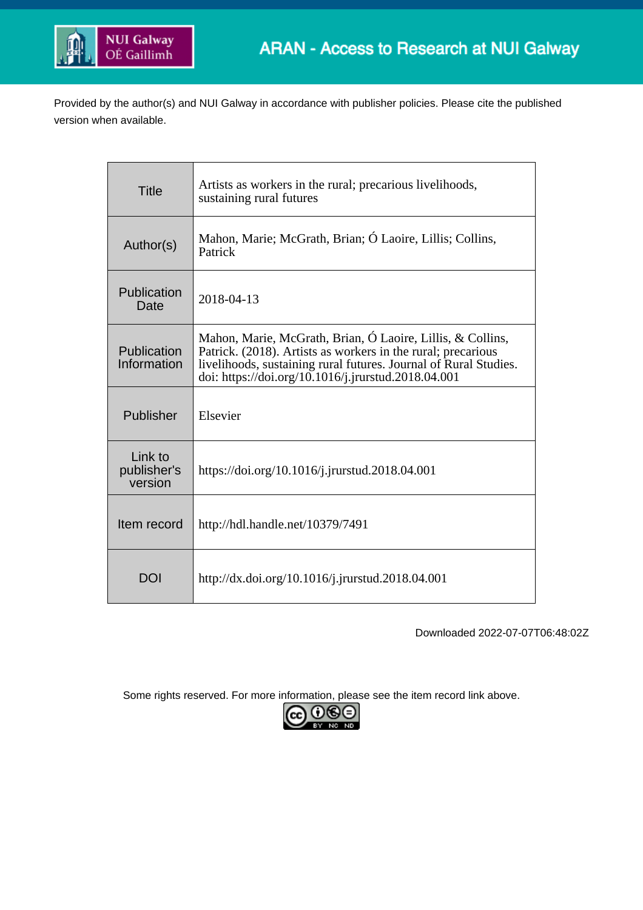ARAN - Access to Research at NUI Galway

Provided by the author(s) and NUI Galway in accordance with publisher policies. Please cite the published version when available.

| Title | Artists as workers in the rural; precarious livelihoods, sustaining rural futures |
|---|---|
| Author(s) | Mahon, Marie; McGrath, Brian; Ó Laoire, Lillis; Collins, Patrick |
| Publication Date | 2018-04-13 |
| Publication Information | Mahon, Marie, McGrath, Brian, Ó Laoire, Lillis, & Collins, Patrick. (2018). Artists as workers in the rural; precarious livelihoods, sustaining rural futures. Journal of Rural Studies. doi: https://doi.org/10.1016/j.jrurstud.2018.04.001 |
| Publisher | Elsevier |
| Link to publisher's version | https://doi.org/10.1016/j.jrurstud.2018.04.001 |
| Item record | http://hdl.handle.net/10379/7491 |
| DOI | http://dx.doi.org/10.1016/j.jrurstud.2018.04.001 |

Downloaded 2022-07-07T06:48:02Z

Some rights reserved. For more information, please see the item record link above.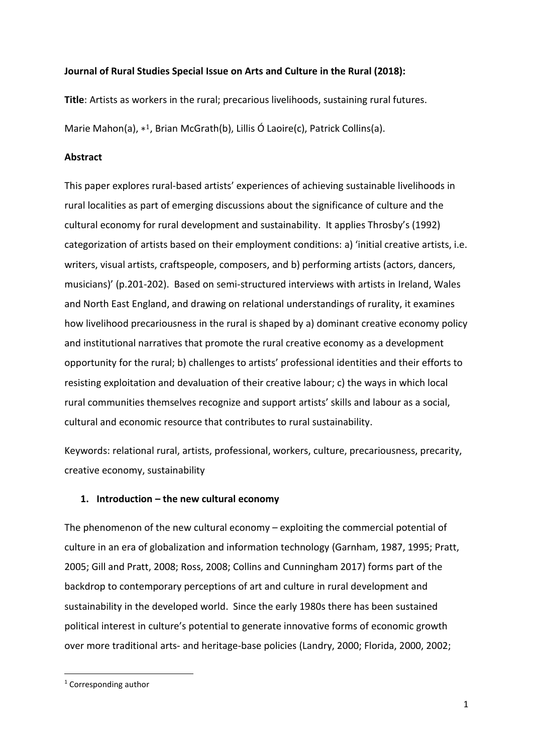**Journal of Rural Studies Special Issue on Arts and Culture in the Rural (2018):**

**Title**: Artists as workers in the rural; precarious livelihoods, sustaining rural futures.

Marie Mahon(a), ∗[1], Brian McGrath(b), Lillis Ó Laoire(c), Patrick Collins(a).

**Abstract**

This paper explores rural-based artists' experiences of achieving sustainable livelihoods in rural localities as part of emerging discussions about the significance of culture and the cultural economy for rural development and sustainability. It applies Throsby's (1992) categorization of artists based on their employment conditions: a) 'initial creative artists, i.e. writers, visual artists, craftspeople, composers, and b) performing artists (actors, dancers, musicians)' (p.201-202). Based on semi-structured interviews with artists in Ireland, Wales and North East England, and drawing on relational understandings of rurality, it examines how livelihood precariousness in the rural is shaped by a) dominant creative economy policy and institutional narratives that promote the rural creative economy as a development opportunity for the rural; b) challenges to artists' professional identities and their efforts to resisting exploitation and devaluation of their creative labour; c) the ways in which local rural communities themselves recognize and support artists' skills and labour as a social, cultural and economic resource that contributes to rural sustainability.

Keywords: relational rural, artists, professional, workers, culture, precariousness, precarity, creative economy, sustainability

## 1. Introduction – the new cultural economy

The phenomenon of the new cultural economy – exploiting the commercial potential of culture in an era of globalization and information technology (Garnham, 1987, 1995; Pratt, 2005; Gill and Pratt, 2008; Ross, 2008; Collins and Cunningham 2017) forms part of the backdrop to contemporary perceptions of art and culture in rural development and sustainability in the developed world. Since the early 1980s there has been sustained political interest in culture's potential to generate innovative forms of economic growth over more traditional arts- and heritage-base policies (Landry, 2000; Florida, 2000, 2002;

[1] Corresponding author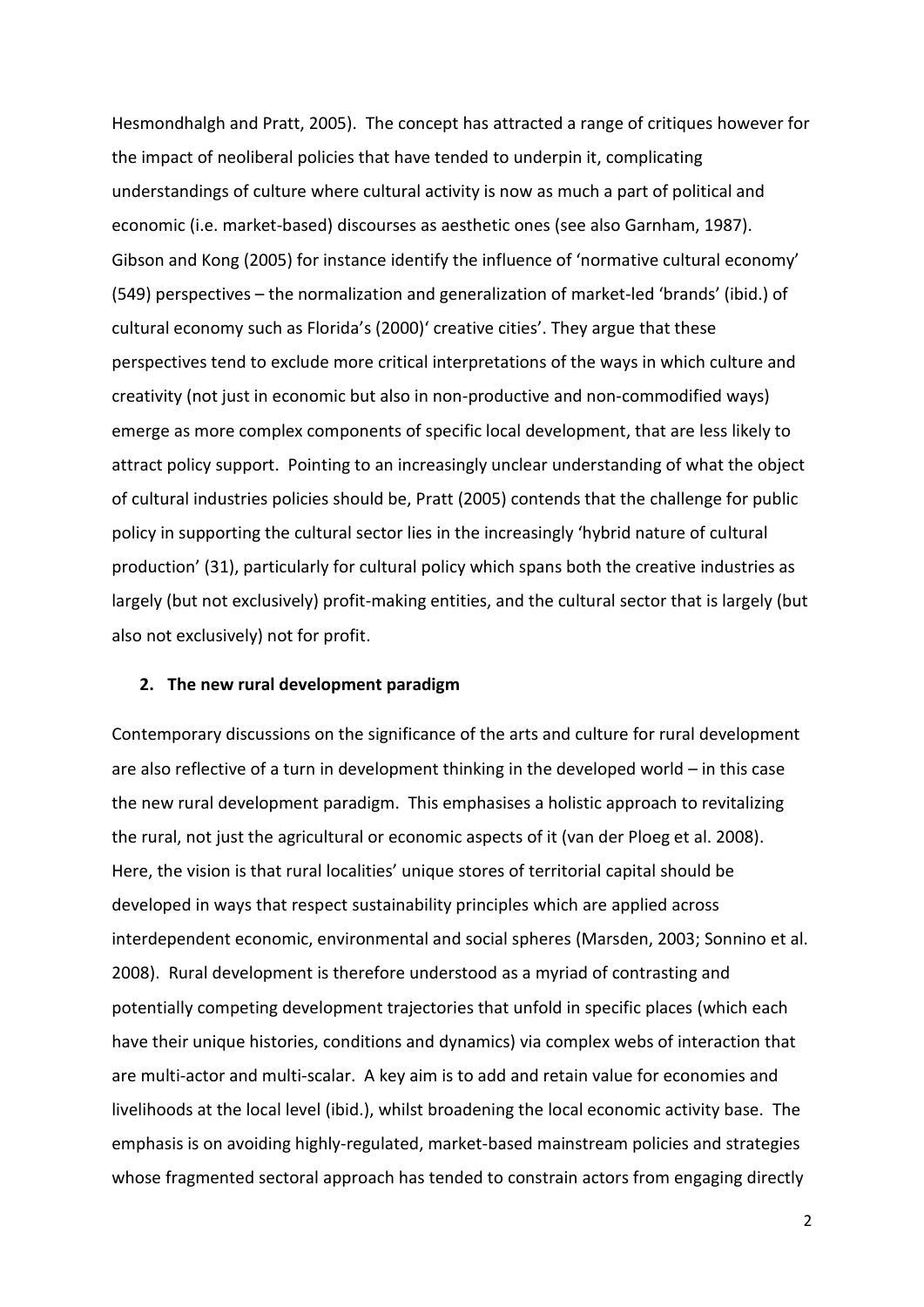Hesmondhalgh and Pratt, 2005). The concept has attracted a range of critiques however for the impact of neoliberal policies that have tended to underpin it, complicating understandings of culture where cultural activity is now as much a part of political and economic (i.e. market-based) discourses as aesthetic ones (see also Garnham, 1987). Gibson and Kong (2005) for instance identify the influence of 'normative cultural economy' (549) perspectives – the normalization and generalization of market-led 'brands' (ibid.) of cultural economy such as Florida's (2000)' creative cities'. They argue that these perspectives tend to exclude more critical interpretations of the ways in which culture and creativity (not just in economic but also in non-productive and non-commodified ways) emerge as more complex components of specific local development, that are less likely to attract policy support. Pointing to an increasingly unclear understanding of what the object of cultural industries policies should be, Pratt (2005) contends that the challenge for public policy in supporting the cultural sector lies in the increasingly 'hybrid nature of cultural production' (31), particularly for cultural policy which spans both the creative industries as largely (but not exclusively) profit-making entities, and the cultural sector that is largely (but also not exclusively) not for profit.

## 2. The new rural development paradigm

Contemporary discussions on the significance of the arts and culture for rural development are also reflective of a turn in development thinking in the developed world – in this case the new rural development paradigm. This emphasises a holistic approach to revitalizing the rural, not just the agricultural or economic aspects of it (van der Ploeg et al. 2008). Here, the vision is that rural localities' unique stores of territorial capital should be developed in ways that respect sustainability principles which are applied across interdependent economic, environmental and social spheres (Marsden, 2003; Sonnino et al. 2008). Rural development is therefore understood as a myriad of contrasting and potentially competing development trajectories that unfold in specific places (which each have their unique histories, conditions and dynamics) via complex webs of interaction that are multi-actor and multi-scalar. A key aim is to add and retain value for economies and livelihoods at the local level (ibid.), whilst broadening the local economic activity base. The emphasis is on avoiding highly-regulated, market-based mainstream policies and strategies whose fragmented sectoral approach has tended to constrain actors from engaging directly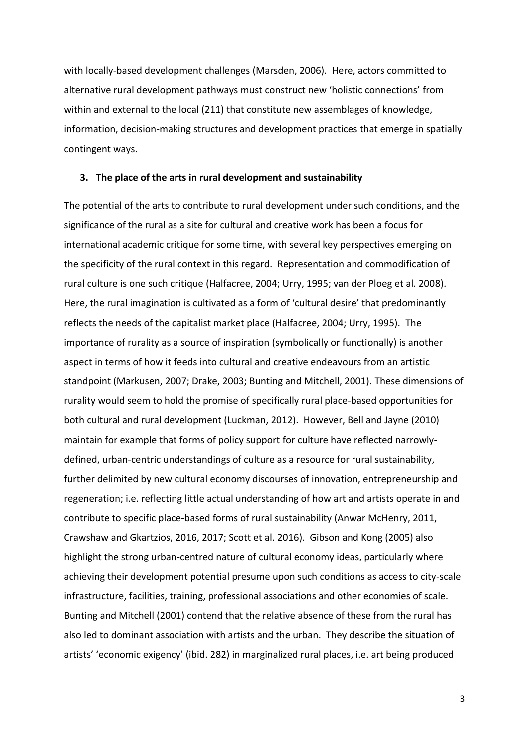with locally-based development challenges (Marsden, 2006). Here, actors committed to alternative rural development pathways must construct new 'holistic connections' from within and external to the local (211) that constitute new assemblages of knowledge, information, decision-making structures and development practices that emerge in spatially contingent ways.

## 3. The place of the arts in rural development and sustainability

The potential of the arts to contribute to rural development under such conditions, and the significance of the rural as a site for cultural and creative work has been a focus for international academic critique for some time, with several key perspectives emerging on the specificity of the rural context in this regard. Representation and commodification of rural culture is one such critique (Halfacree, 2004; Urry, 1995; van der Ploeg et al. 2008). Here, the rural imagination is cultivated as a form of 'cultural desire' that predominantly reflects the needs of the capitalist market place (Halfacree, 2004; Urry, 1995). The importance of rurality as a source of inspiration (symbolically or functionally) is another aspect in terms of how it feeds into cultural and creative endeavours from an artistic standpoint (Markusen, 2007; Drake, 2003; Bunting and Mitchell, 2001). These dimensions of rurality would seem to hold the promise of specifically rural place-based opportunities for both cultural and rural development (Luckman, 2012). However, Bell and Jayne (2010) maintain for example that forms of policy support for culture have reflected narrowly-defined, urban-centric understandings of culture as a resource for rural sustainability, further delimited by new cultural economy discourses of innovation, entrepreneurship and regeneration; i.e. reflecting little actual understanding of how art and artists operate in and contribute to specific place-based forms of rural sustainability (Anwar McHenry, 2011, Crawshaw and Gkartzios, 2016, 2017; Scott et al. 2016). Gibson and Kong (2005) also highlight the strong urban-centred nature of cultural economy ideas, particularly where achieving their development potential presume upon such conditions as access to city-scale infrastructure, facilities, training, professional associations and other economies of scale. Bunting and Mitchell (2001) contend that the relative absence of these from the rural has also led to dominant association with artists and the urban. They describe the situation of artists' 'economic exigency' (ibid. 282) in marginalized rural places, i.e. art being produced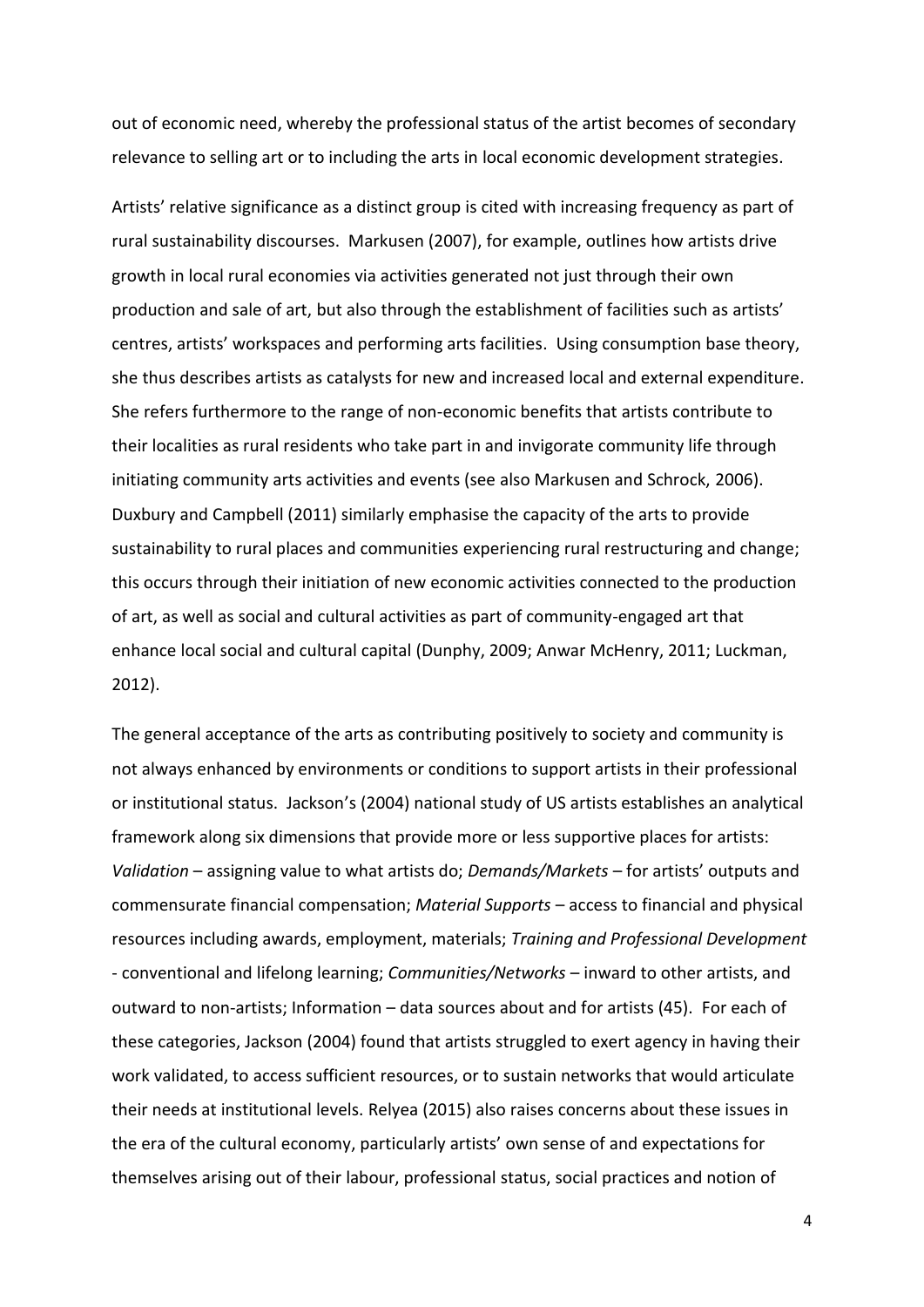out of economic need, whereby the professional status of the artist becomes of secondary relevance to selling art or to including the arts in local economic development strategies.

Artists' relative significance as a distinct group is cited with increasing frequency as part of rural sustainability discourses. Markusen (2007), for example, outlines how artists drive growth in local rural economies via activities generated not just through their own production and sale of art, but also through the establishment of facilities such as artists' centres, artists' workspaces and performing arts facilities. Using consumption base theory, she thus describes artists as catalysts for new and increased local and external expenditure. She refers furthermore to the range of non-economic benefits that artists contribute to their localities as rural residents who take part in and invigorate community life through initiating community arts activities and events (see also Markusen and Schrock, 2006). Duxbury and Campbell (2011) similarly emphasise the capacity of the arts to provide sustainability to rural places and communities experiencing rural restructuring and change; this occurs through their initiation of new economic activities connected to the production of art, as well as social and cultural activities as part of community-engaged art that enhance local social and cultural capital (Dunphy, 2009; Anwar McHenry, 2011; Luckman, 2012).

The general acceptance of the arts as contributing positively to society and community is not always enhanced by environments or conditions to support artists in their professional or institutional status. Jackson's (2004) national study of US artists establishes an analytical framework along six dimensions that provide more or less supportive places for artists: *Validation* – assigning value to what artists do; *Demands/Markets* – for artists' outputs and commensurate financial compensation; *Material Supports* – access to financial and physical resources including awards, employment, materials; *Training and Professional Development* - conventional and lifelong learning; *Communities/Networks* – inward to other artists, and outward to non-artists; Information – data sources about and for artists (45). For each of these categories, Jackson (2004) found that artists struggled to exert agency in having their work validated, to access sufficient resources, or to sustain networks that would articulate their needs at institutional levels. Relyea (2015) also raises concerns about these issues in the era of the cultural economy, particularly artists' own sense of and expectations for themselves arising out of their labour, professional status, social practices and notion of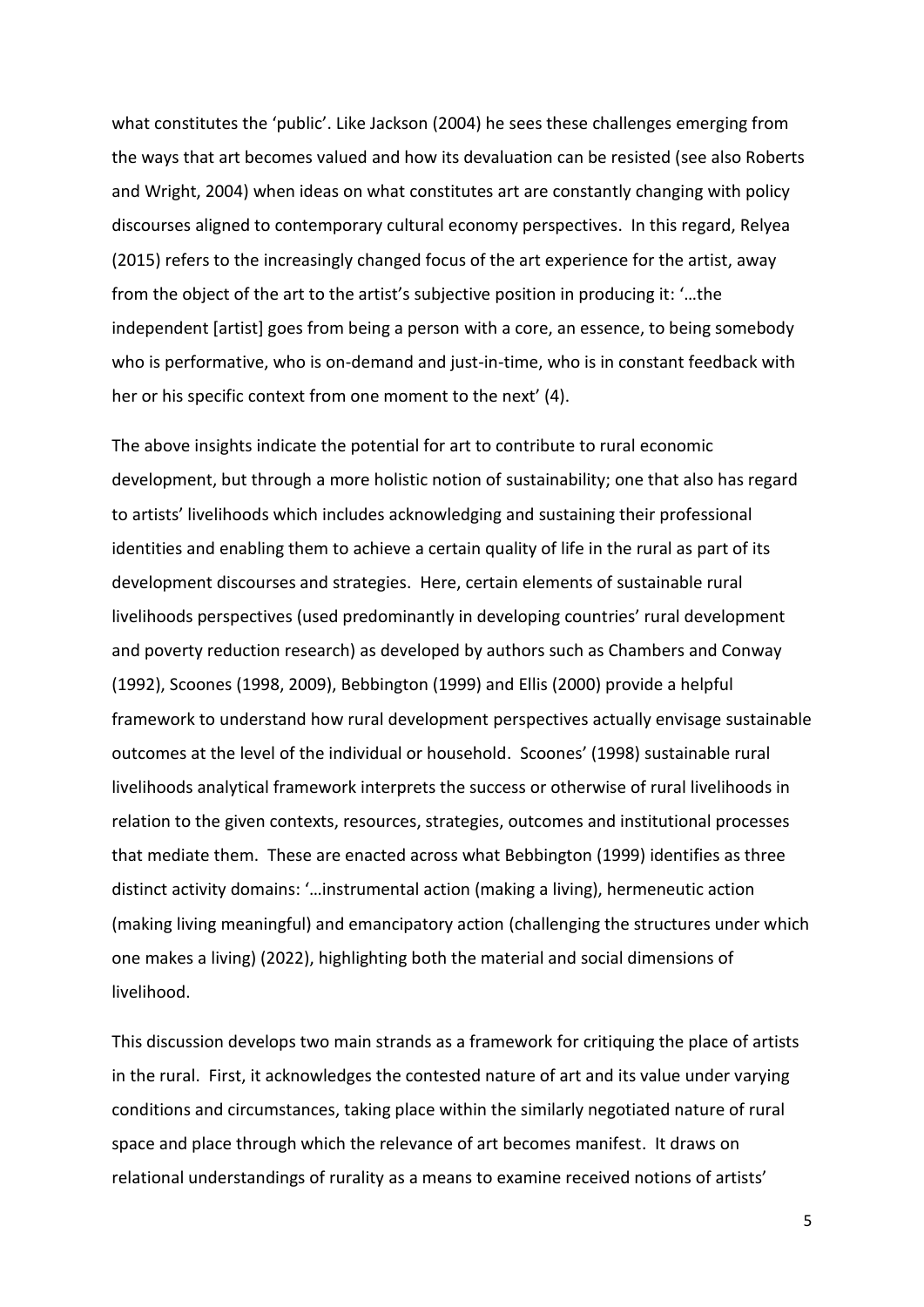what constitutes the 'public'. Like Jackson (2004) he sees these challenges emerging from the ways that art becomes valued and how its devaluation can be resisted (see also Roberts and Wright, 2004) when ideas on what constitutes art are constantly changing with policy discourses aligned to contemporary cultural economy perspectives. In this regard, Relyea (2015) refers to the increasingly changed focus of the art experience for the artist, away from the object of the art to the artist's subjective position in producing it: '…the independent [artist] goes from being a person with a core, an essence, to being somebody who is performative, who is on-demand and just-in-time, who is in constant feedback with her or his specific context from one moment to the next' (4).

The above insights indicate the potential for art to contribute to rural economic development, but through a more holistic notion of sustainability; one that also has regard to artists' livelihoods which includes acknowledging and sustaining their professional identities and enabling them to achieve a certain quality of life in the rural as part of its development discourses and strategies. Here, certain elements of sustainable rural livelihoods perspectives (used predominantly in developing countries' rural development and poverty reduction research) as developed by authors such as Chambers and Conway (1992), Scoones (1998, 2009), Bebbington (1999) and Ellis (2000) provide a helpful framework to understand how rural development perspectives actually envisage sustainable outcomes at the level of the individual or household. Scoones' (1998) sustainable rural livelihoods analytical framework interprets the success or otherwise of rural livelihoods in relation to the given contexts, resources, strategies, outcomes and institutional processes that mediate them. These are enacted across what Bebbington (1999) identifies as three distinct activity domains: '…instrumental action (making a living), hermeneutic action (making living meaningful) and emancipatory action (challenging the structures under which one makes a living) (2022), highlighting both the material and social dimensions of livelihood.

This discussion develops two main strands as a framework for critiquing the place of artists in the rural. First, it acknowledges the contested nature of art and its value under varying conditions and circumstances, taking place within the similarly negotiated nature of rural space and place through which the relevance of art becomes manifest. It draws on relational understandings of rurality as a means to examine received notions of artists'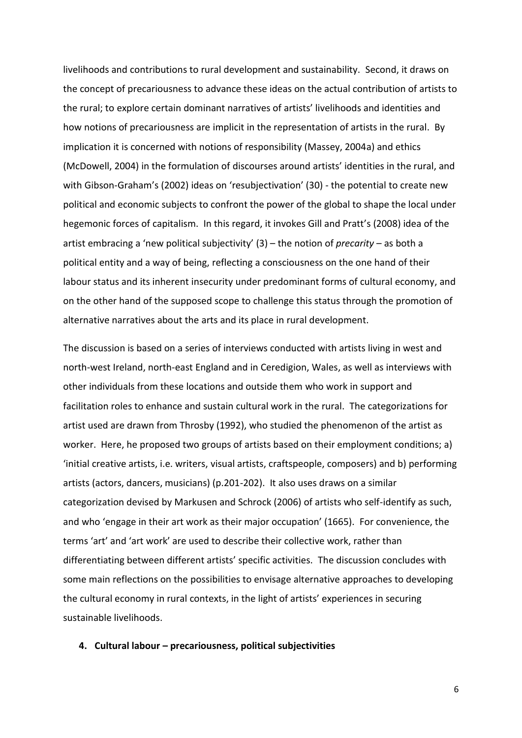livelihoods and contributions to rural development and sustainability. Second, it draws on the concept of precariousness to advance these ideas on the actual contribution of artists to the rural; to explore certain dominant narratives of artists' livelihoods and identities and how notions of precariousness are implicit in the representation of artists in the rural. By implication it is concerned with notions of responsibility (Massey, 2004a) and ethics (McDowell, 2004) in the formulation of discourses around artists' identities in the rural, and with Gibson-Graham's (2002) ideas on 'resubjectivation' (30) - the potential to create new political and economic subjects to confront the power of the global to shape the local under hegemonic forces of capitalism. In this regard, it invokes Gill and Pratt's (2008) idea of the artist embracing a 'new political subjectivity' (3) – the notion of *precarity* – as both a political entity and a way of being, reflecting a consciousness on the one hand of their labour status and its inherent insecurity under predominant forms of cultural economy, and on the other hand of the supposed scope to challenge this status through the promotion of alternative narratives about the arts and its place in rural development.

The discussion is based on a series of interviews conducted with artists living in west and north-west Ireland, north-east England and in Ceredigion, Wales, as well as interviews with other individuals from these locations and outside them who work in support and facilitation roles to enhance and sustain cultural work in the rural. The categorizations for artist used are drawn from Throsby (1992), who studied the phenomenon of the artist as worker. Here, he proposed two groups of artists based on their employment conditions; a) 'initial creative artists, i.e. writers, visual artists, craftspeople, composers) and b) performing artists (actors, dancers, musicians) (p.201-202). It also uses draws on a similar categorization devised by Markusen and Schrock (2006) of artists who self-identify as such, and who 'engage in their art work as their major occupation' (1665). For convenience, the terms 'art' and 'art work' are used to describe their collective work, rather than differentiating between different artists' specific activities. The discussion concludes with some main reflections on the possibilities to envisage alternative approaches to developing the cultural economy in rural contexts, in the light of artists' experiences in securing sustainable livelihoods.

## 4. Cultural labour – precariousness, political subjectivities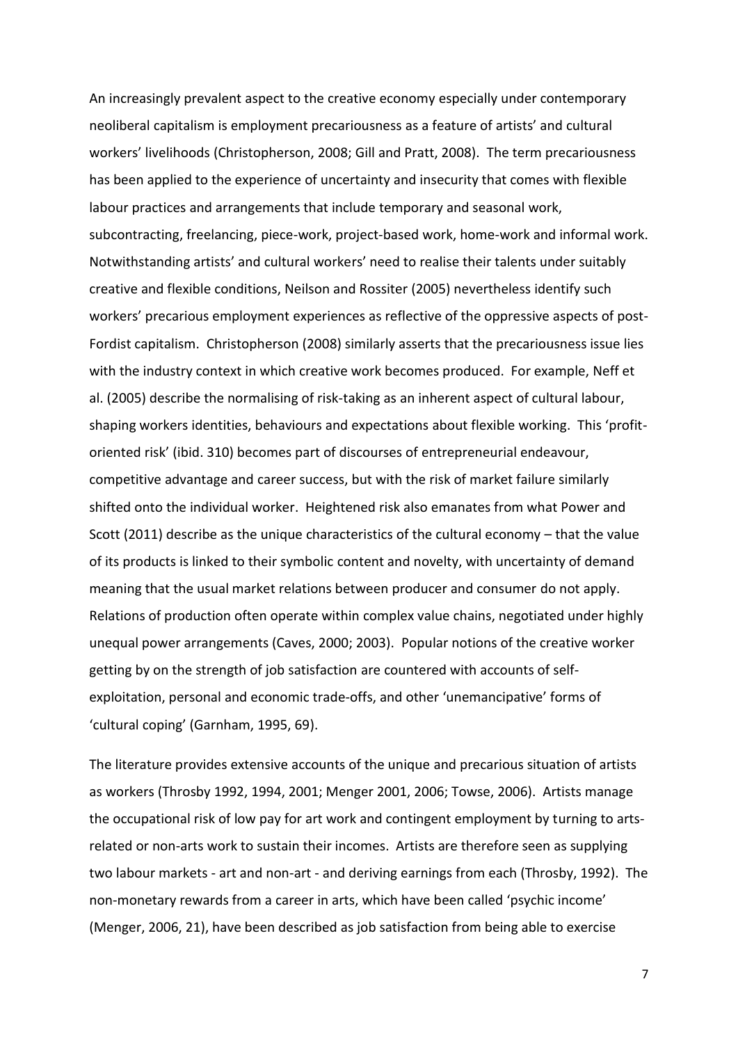An increasingly prevalent aspect to the creative economy especially under contemporary neoliberal capitalism is employment precariousness as a feature of artists' and cultural workers' livelihoods (Christopherson, 2008; Gill and Pratt, 2008). The term precariousness has been applied to the experience of uncertainty and insecurity that comes with flexible labour practices and arrangements that include temporary and seasonal work, subcontracting, freelancing, piece-work, project-based work, home-work and informal work. Notwithstanding artists' and cultural workers' need to realise their talents under suitably creative and flexible conditions, Neilson and Rossiter (2005) nevertheless identify such workers' precarious employment experiences as reflective of the oppressive aspects of post-Fordist capitalism. Christopherson (2008) similarly asserts that the precariousness issue lies with the industry context in which creative work becomes produced. For example, Neff et al. (2005) describe the normalising of risk-taking as an inherent aspect of cultural labour, shaping workers identities, behaviours and expectations about flexible working. This 'profit-oriented risk' (ibid. 310) becomes part of discourses of entrepreneurial endeavour, competitive advantage and career success, but with the risk of market failure similarly shifted onto the individual worker. Heightened risk also emanates from what Power and Scott (2011) describe as the unique characteristics of the cultural economy – that the value of its products is linked to their symbolic content and novelty, with uncertainty of demand meaning that the usual market relations between producer and consumer do not apply. Relations of production often operate within complex value chains, negotiated under highly unequal power arrangements (Caves, 2000; 2003). Popular notions of the creative worker getting by on the strength of job satisfaction are countered with accounts of self-exploitation, personal and economic trade-offs, and other 'unemancipative' forms of 'cultural coping' (Garnham, 1995, 69).

The literature provides extensive accounts of the unique and precarious situation of artists as workers (Throsby 1992, 1994, 2001; Menger 2001, 2006; Towse, 2006). Artists manage the occupational risk of low pay for art work and contingent employment by turning to arts-related or non-arts work to sustain their incomes. Artists are therefore seen as supplying two labour markets - art and non-art - and deriving earnings from each (Throsby, 1992). The non-monetary rewards from a career in arts, which have been called 'psychic income' (Menger, 2006, 21), have been described as job satisfaction from being able to exercise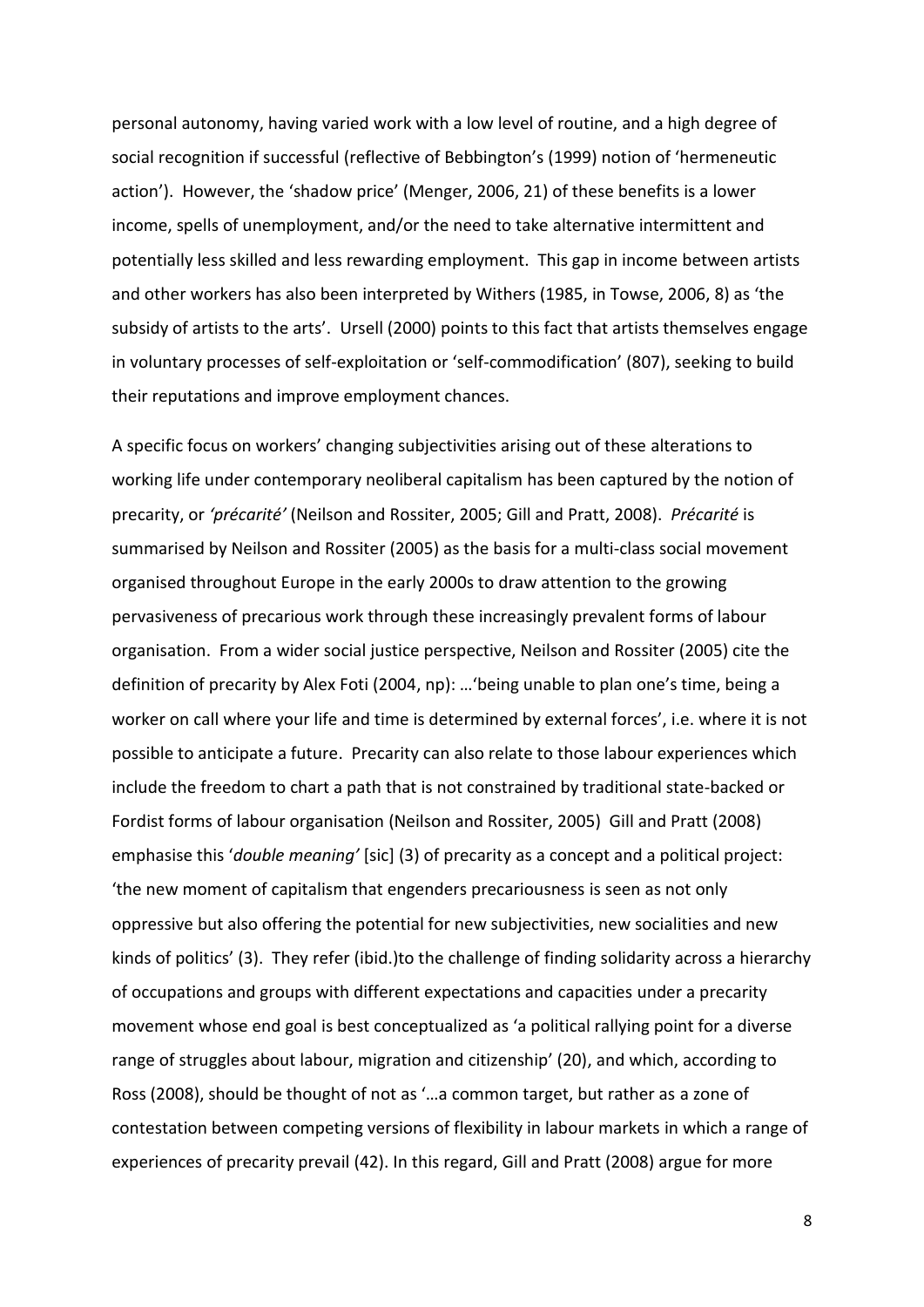personal autonomy, having varied work with a low level of routine, and a high degree of social recognition if successful (reflective of Bebbington's (1999) notion of 'hermeneutic action'). However, the 'shadow price' (Menger, 2006, 21) of these benefits is a lower income, spells of unemployment, and/or the need to take alternative intermittent and potentially less skilled and less rewarding employment. This gap in income between artists and other workers has also been interpreted by Withers (1985, in Towse, 2006, 8) as 'the subsidy of artists to the arts'. Ursell (2000) points to this fact that artists themselves engage in voluntary processes of self-exploitation or 'self-commodification' (807), seeking to build their reputations and improve employment chances.

A specific focus on workers' changing subjectivities arising out of these alterations to working life under contemporary neoliberal capitalism has been captured by the notion of precarity, or *'précarité'* (Neilson and Rossiter, 2005; Gill and Pratt, 2008). *Précarité* is summarised by Neilson and Rossiter (2005) as the basis for a multi-class social movement organised throughout Europe in the early 2000s to draw attention to the growing pervasiveness of precarious work through these increasingly prevalent forms of labour organisation. From a wider social justice perspective, Neilson and Rossiter (2005) cite the definition of precarity by Alex Foti (2004, np): …'being unable to plan one's time, being a worker on call where your life and time is determined by external forces', i.e. where it is not possible to anticipate a future. Precarity can also relate to those labour experiences which include the freedom to chart a path that is not constrained by traditional state-backed or Fordist forms of labour organisation (Neilson and Rossiter, 2005) Gill and Pratt (2008) emphasise this '*double meaning'* [sic] (3) of precarity as a concept and a political project: 'the new moment of capitalism that engenders precariousness is seen as not only oppressive but also offering the potential for new subjectivities, new socialities and new kinds of politics' (3). They refer (ibid.)to the challenge of finding solidarity across a hierarchy of occupations and groups with different expectations and capacities under a precarity movement whose end goal is best conceptualized as 'a political rallying point for a diverse range of struggles about labour, migration and citizenship' (20), and which, according to Ross (2008), should be thought of not as '…a common target, but rather as a zone of contestation between competing versions of flexibility in labour markets in which a range of experiences of precarity prevail (42). In this regard, Gill and Pratt (2008) argue for more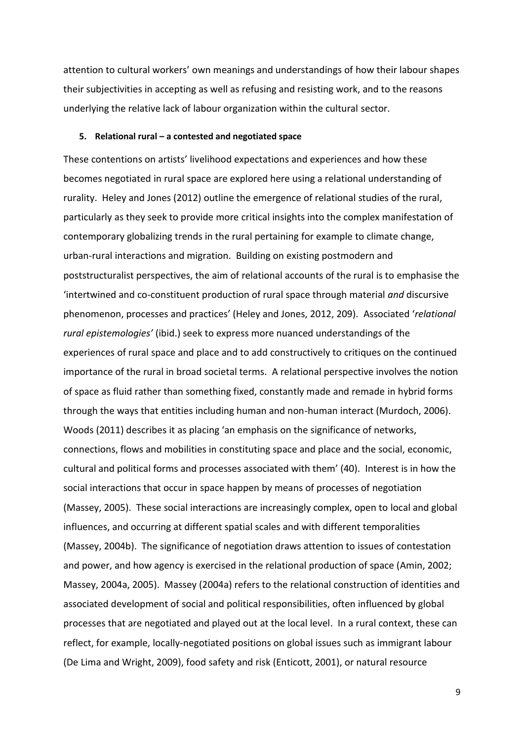attention to cultural workers' own meanings and understandings of how their labour shapes their subjectivities in accepting as well as refusing and resisting work, and to the reasons underlying the relative lack of labour organization within the cultural sector.

## 5. Relational rural – a contested and negotiated space

These contentions on artists' livelihood expectations and experiences and how these becomes negotiated in rural space are explored here using a relational understanding of rurality. Heley and Jones (2012) outline the emergence of relational studies of the rural, particularly as they seek to provide more critical insights into the complex manifestation of contemporary globalizing trends in the rural pertaining for example to climate change, urban-rural interactions and migration. Building on existing postmodern and poststructuralist perspectives, the aim of relational accounts of the rural is to emphasise the 'intertwined and co-constituent production of rural space through material *and* discursive phenomenon, processes and practices' (Heley and Jones, 2012, 209). Associated '*relational rural epistemologies'* (ibid.) seek to express more nuanced understandings of the experiences of rural space and place and to add constructively to critiques on the continued importance of the rural in broad societal terms. A relational perspective involves the notion of space as fluid rather than something fixed, constantly made and remade in hybrid forms through the ways that entities including human and non-human interact (Murdoch, 2006). Woods (2011) describes it as placing 'an emphasis on the significance of networks, connections, flows and mobilities in constituting space and place and the social, economic, cultural and political forms and processes associated with them' (40). Interest is in how the social interactions that occur in space happen by means of processes of negotiation (Massey, 2005). These social interactions are increasingly complex, open to local and global influences, and occurring at different spatial scales and with different temporalities (Massey, 2004b). The significance of negotiation draws attention to issues of contestation and power, and how agency is exercised in the relational production of space (Amin, 2002; Massey, 2004a, 2005). Massey (2004a) refers to the relational construction of identities and associated development of social and political responsibilities, often influenced by global processes that are negotiated and played out at the local level. In a rural context, these can reflect, for example, locally-negotiated positions on global issues such as immigrant labour (De Lima and Wright, 2009), food safety and risk (Enticott, 2001), or natural resource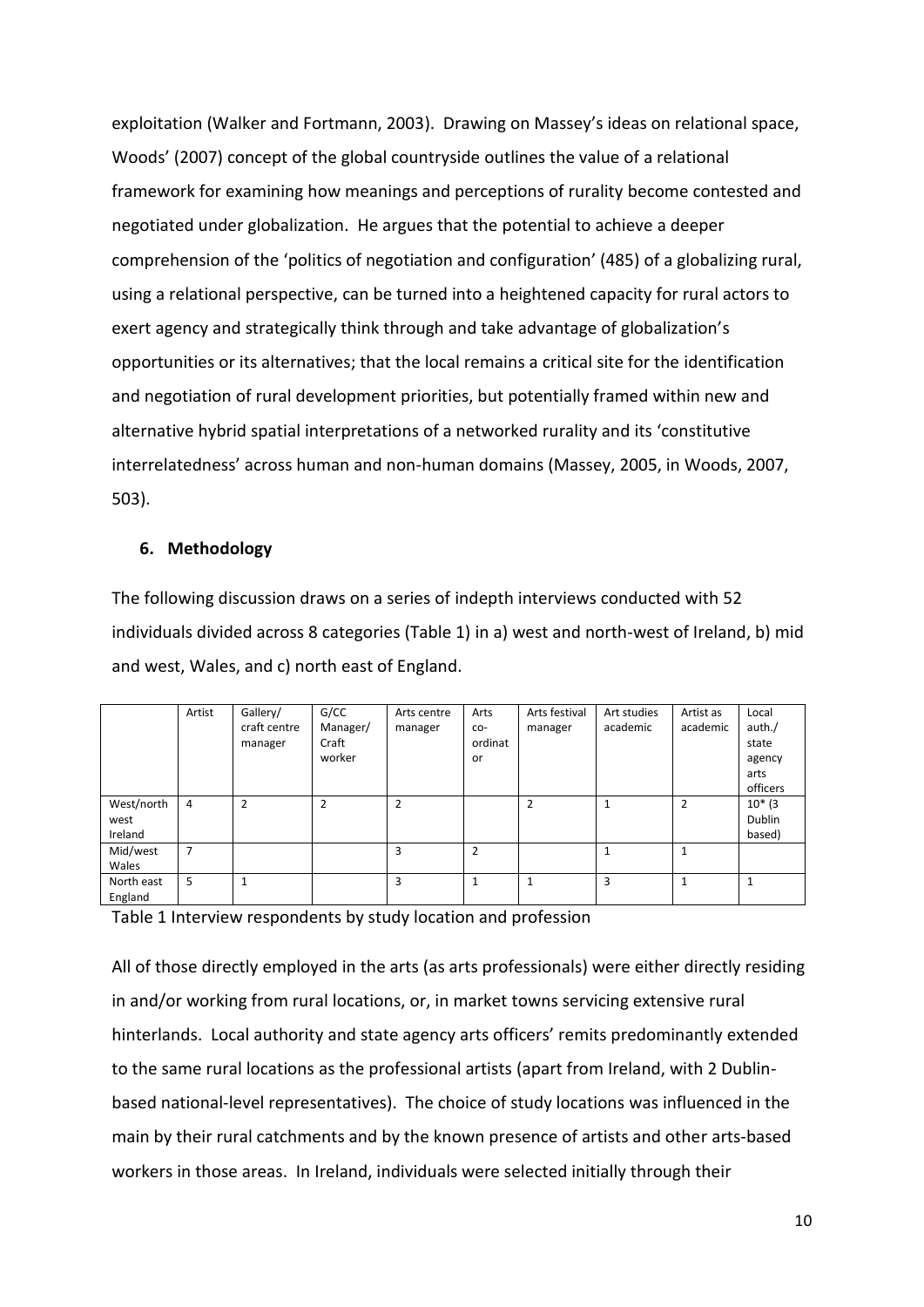exploitation (Walker and Fortmann, 2003). Drawing on Massey's ideas on relational space, Woods' (2007) concept of the global countryside outlines the value of a relational framework for examining how meanings and perceptions of rurality become contested and negotiated under globalization. He argues that the potential to achieve a deeper comprehension of the 'politics of negotiation and configuration' (485) of a globalizing rural, using a relational perspective, can be turned into a heightened capacity for rural actors to exert agency and strategically think through and take advantage of globalization's opportunities or its alternatives; that the local remains a critical site for the identification and negotiation of rural development priorities, but potentially framed within new and alternative hybrid spatial interpretations of a networked rurality and its 'constitutive interrelatedness' across human and non-human domains (Massey, 2005, in Woods, 2007, 503).

## 6. Methodology

The following discussion draws on a series of indepth interviews conducted with 52 individuals divided across 8 categories (Table 1) in a) west and north-west of Ireland, b) mid and west, Wales, and c) north east of England.

| | Artist | Gallery/ craft centre manager | G/CC Manager/ Craft worker | Arts centre manager | Arts co-ordinator | Arts festival manager | Art studies academic | Artist as academic | Local auth./ state agency arts officers |
|---|---|---|---|---|---|---|---|---|---|
| West/north west Ireland | 4 | 2 | 2 | 2 | | 2 | 1 | 2 | 10* (3 Dublin based) |
| Mid/west Wales | 7 | | | 3 | 2 | | 1 | 1 | |
| North east England | 5 | 1 | | 3 | 1 | 1 | 3 | 1 | 1 |

Table 1 Interview respondents by study location and profession

All of those directly employed in the arts (as arts professionals) were either directly residing in and/or working from rural locations, or, in market towns servicing extensive rural hinterlands. Local authority and state agency arts officers' remits predominantly extended to the same rural locations as the professional artists (apart from Ireland, with 2 Dublin-based national-level representatives). The choice of study locations was influenced in the main by their rural catchments and by the known presence of artists and other arts-based workers in those areas. In Ireland, individuals were selected initially through their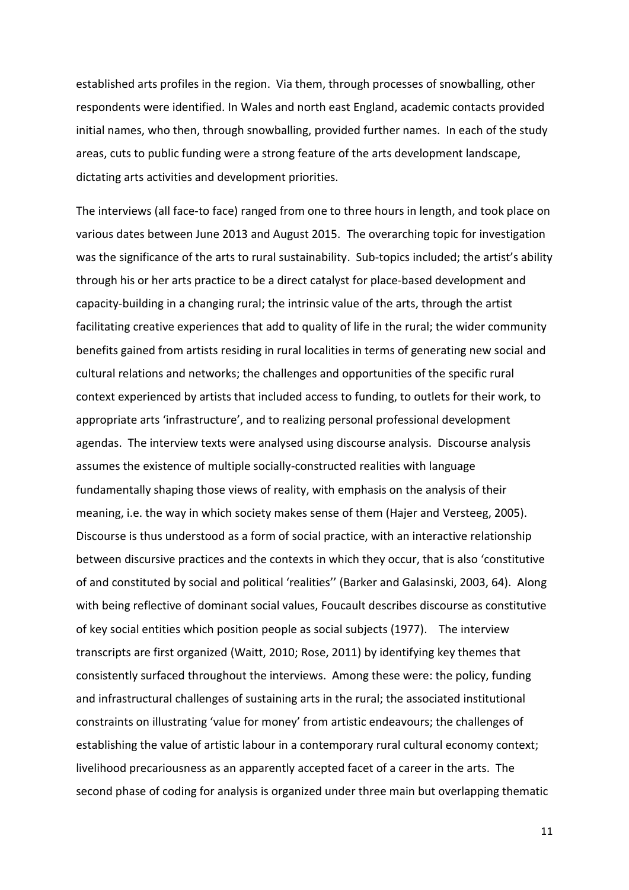established arts profiles in the region. Via them, through processes of snowballing, other respondents were identified. In Wales and north east England, academic contacts provided initial names, who then, through snowballing, provided further names. In each of the study areas, cuts to public funding were a strong feature of the arts development landscape, dictating arts activities and development priorities.

The interviews (all face-to face) ranged from one to three hours in length, and took place on various dates between June 2013 and August 2015. The overarching topic for investigation was the significance of the arts to rural sustainability. Sub-topics included; the artist's ability through his or her arts practice to be a direct catalyst for place-based development and capacity-building in a changing rural; the intrinsic value of the arts, through the artist facilitating creative experiences that add to quality of life in the rural; the wider community benefits gained from artists residing in rural localities in terms of generating new social and cultural relations and networks; the challenges and opportunities of the specific rural context experienced by artists that included access to funding, to outlets for their work, to appropriate arts 'infrastructure', and to realizing personal professional development agendas. The interview texts were analysed using discourse analysis. Discourse analysis assumes the existence of multiple socially-constructed realities with language fundamentally shaping those views of reality, with emphasis on the analysis of their meaning, i.e. the way in which society makes sense of them (Hajer and Versteeg, 2005). Discourse is thus understood as a form of social practice, with an interactive relationship between discursive practices and the contexts in which they occur, that is also 'constitutive of and constituted by social and political 'realities'' (Barker and Galasinski, 2003, 64). Along with being reflective of dominant social values, Foucault describes discourse as constitutive of key social entities which position people as social subjects (1977). The interview transcripts are first organized (Waitt, 2010; Rose, 2011) by identifying key themes that consistently surfaced throughout the interviews. Among these were: the policy, funding and infrastructural challenges of sustaining arts in the rural; the associated institutional constraints on illustrating 'value for money' from artistic endeavours; the challenges of establishing the value of artistic labour in a contemporary rural cultural economy context; livelihood precariousness as an apparently accepted facet of a career in the arts. The second phase of coding for analysis is organized under three main but overlapping thematic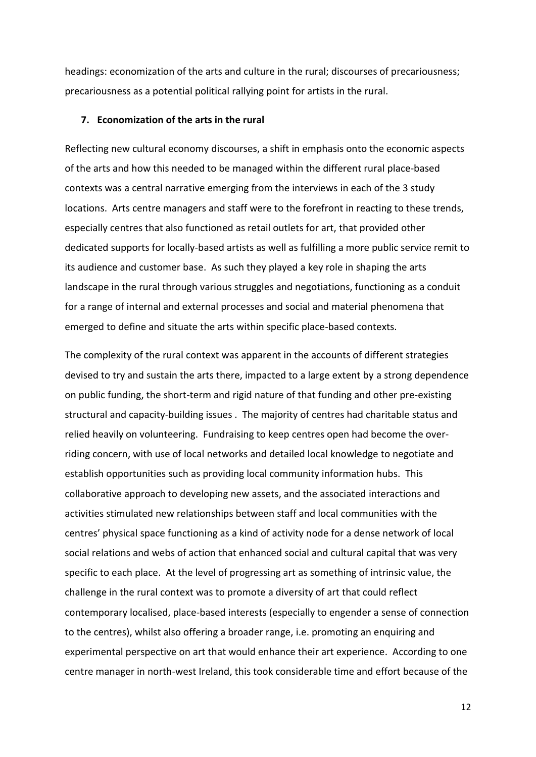headings: economization of the arts and culture in the rural; discourses of precariousness; precariousness as a potential political rallying point for artists in the rural.

## 7. Economization of the arts in the rural

Reflecting new cultural economy discourses, a shift in emphasis onto the economic aspects of the arts and how this needed to be managed within the different rural place-based contexts was a central narrative emerging from the interviews in each of the 3 study locations. Arts centre managers and staff were to the forefront in reacting to these trends, especially centres that also functioned as retail outlets for art, that provided other dedicated supports for locally-based artists as well as fulfilling a more public service remit to its audience and customer base. As such they played a key role in shaping the arts landscape in the rural through various struggles and negotiations, functioning as a conduit for a range of internal and external processes and social and material phenomena that emerged to define and situate the arts within specific place-based contexts.

The complexity of the rural context was apparent in the accounts of different strategies devised to try and sustain the arts there, impacted to a large extent by a strong dependence on public funding, the short-term and rigid nature of that funding and other pre-existing structural and capacity-building issues . The majority of centres had charitable status and relied heavily on volunteering. Fundraising to keep centres open had become the over-riding concern, with use of local networks and detailed local knowledge to negotiate and establish opportunities such as providing local community information hubs. This collaborative approach to developing new assets, and the associated interactions and activities stimulated new relationships between staff and local communities with the centres' physical space functioning as a kind of activity node for a dense network of local social relations and webs of action that enhanced social and cultural capital that was very specific to each place. At the level of progressing art as something of intrinsic value, the challenge in the rural context was to promote a diversity of art that could reflect contemporary localised, place-based interests (especially to engender a sense of connection to the centres), whilst also offering a broader range, i.e. promoting an enquiring and experimental perspective on art that would enhance their art experience. According to one centre manager in north-west Ireland, this took considerable time and effort because of the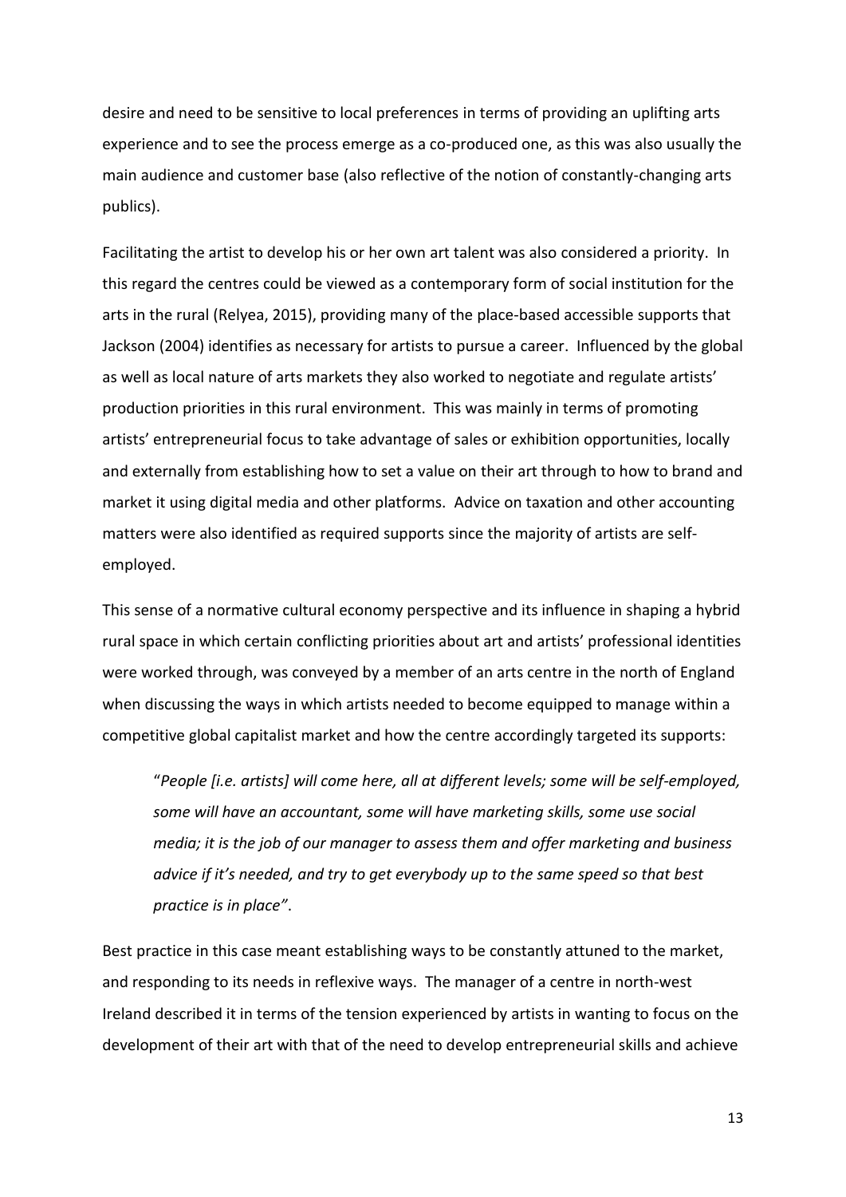desire and need to be sensitive to local preferences in terms of providing an uplifting arts experience and to see the process emerge as a co-produced one, as this was also usually the main audience and customer base (also reflective of the notion of constantly-changing arts publics).

Facilitating the artist to develop his or her own art talent was also considered a priority. In this regard the centres could be viewed as a contemporary form of social institution for the arts in the rural (Relyea, 2015), providing many of the place-based accessible supports that Jackson (2004) identifies as necessary for artists to pursue a career. Influenced by the global as well as local nature of arts markets they also worked to negotiate and regulate artists' production priorities in this rural environment. This was mainly in terms of promoting artists' entrepreneurial focus to take advantage of sales or exhibition opportunities, locally and externally from establishing how to set a value on their art through to how to brand and market it using digital media and other platforms. Advice on taxation and other accounting matters were also identified as required supports since the majority of artists are self-employed.

This sense of a normative cultural economy perspective and its influence in shaping a hybrid rural space in which certain conflicting priorities about art and artists' professional identities were worked through, was conveyed by a member of an arts centre in the north of England when discussing the ways in which artists needed to become equipped to manage within a competitive global capitalist market and how the centre accordingly targeted its supports:

> "*People [i.e. artists] will come here, all at different levels; some will be self-employed, some will have an accountant, some will have marketing skills, some use social media; it is the job of our manager to assess them and offer marketing and business advice if it's needed, and try to get everybody up to the same speed so that best practice is in place"*.

Best practice in this case meant establishing ways to be constantly attuned to the market, and responding to its needs in reflexive ways. The manager of a centre in north-west Ireland described it in terms of the tension experienced by artists in wanting to focus on the development of their art with that of the need to develop entrepreneurial skills and achieve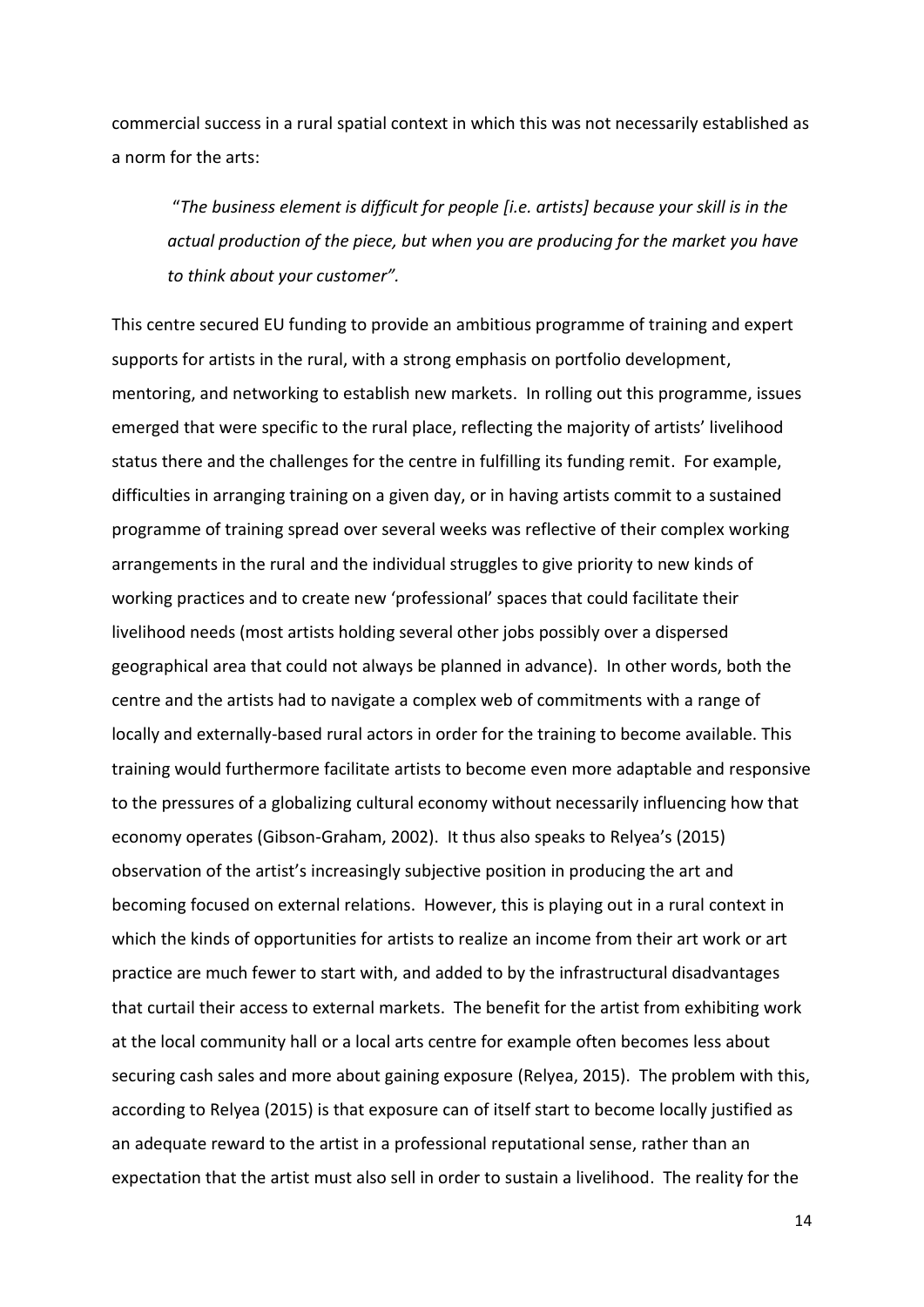commercial success in a rural spatial context in which this was not necessarily established as a norm for the arts:

> "*The business element is difficult for people [i.e. artists] because your skill is in the actual production of the piece, but when you are producing for the market you have to think about your customer".*

This centre secured EU funding to provide an ambitious programme of training and expert supports for artists in the rural, with a strong emphasis on portfolio development, mentoring, and networking to establish new markets. In rolling out this programme, issues emerged that were specific to the rural place, reflecting the majority of artists' livelihood status there and the challenges for the centre in fulfilling its funding remit. For example, difficulties in arranging training on a given day, or in having artists commit to a sustained programme of training spread over several weeks was reflective of their complex working arrangements in the rural and the individual struggles to give priority to new kinds of working practices and to create new 'professional' spaces that could facilitate their livelihood needs (most artists holding several other jobs possibly over a dispersed geographical area that could not always be planned in advance). In other words, both the centre and the artists had to navigate a complex web of commitments with a range of locally and externally-based rural actors in order for the training to become available. This training would furthermore facilitate artists to become even more adaptable and responsive to the pressures of a globalizing cultural economy without necessarily influencing how that economy operates (Gibson-Graham, 2002). It thus also speaks to Relyea's (2015) observation of the artist's increasingly subjective position in producing the art and becoming focused on external relations. However, this is playing out in a rural context in which the kinds of opportunities for artists to realize an income from their art work or art practice are much fewer to start with, and added to by the infrastructural disadvantages that curtail their access to external markets. The benefit for the artist from exhibiting work at the local community hall or a local arts centre for example often becomes less about securing cash sales and more about gaining exposure (Relyea, 2015). The problem with this, according to Relyea (2015) is that exposure can of itself start to become locally justified as an adequate reward to the artist in a professional reputational sense, rather than an expectation that the artist must also sell in order to sustain a livelihood. The reality for the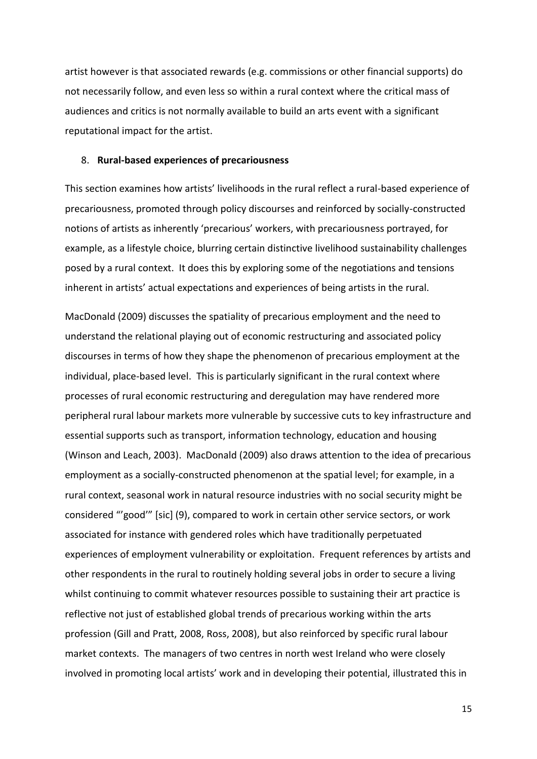artist however is that associated rewards (e.g. commissions or other financial supports) do not necessarily follow, and even less so within a rural context where the critical mass of audiences and critics is not normally available to build an arts event with a significant reputational impact for the artist.

## 8. **Rural-based experiences of precariousness**

This section examines how artists' livelihoods in the rural reflect a rural-based experience of precariousness, promoted through policy discourses and reinforced by socially-constructed notions of artists as inherently 'precarious' workers, with precariousness portrayed, for example, as a lifestyle choice, blurring certain distinctive livelihood sustainability challenges posed by a rural context. It does this by exploring some of the negotiations and tensions inherent in artists' actual expectations and experiences of being artists in the rural.

MacDonald (2009) discusses the spatiality of precarious employment and the need to understand the relational playing out of economic restructuring and associated policy discourses in terms of how they shape the phenomenon of precarious employment at the individual, place-based level. This is particularly significant in the rural context where processes of rural economic restructuring and deregulation may have rendered more peripheral rural labour markets more vulnerable by successive cuts to key infrastructure and essential supports such as transport, information technology, education and housing (Winson and Leach, 2003). MacDonald (2009) also draws attention to the idea of precarious employment as a socially-constructed phenomenon at the spatial level; for example, in a rural context, seasonal work in natural resource industries with no social security might be considered "'good'" [sic] (9), compared to work in certain other service sectors, or work associated for instance with gendered roles which have traditionally perpetuated experiences of employment vulnerability or exploitation. Frequent references by artists and other respondents in the rural to routinely holding several jobs in order to secure a living whilst continuing to commit whatever resources possible to sustaining their art practice is reflective not just of established global trends of precarious working within the arts profession (Gill and Pratt, 2008, Ross, 2008), but also reinforced by specific rural labour market contexts. The managers of two centres in north west Ireland who were closely involved in promoting local artists' work and in developing their potential, illustrated this in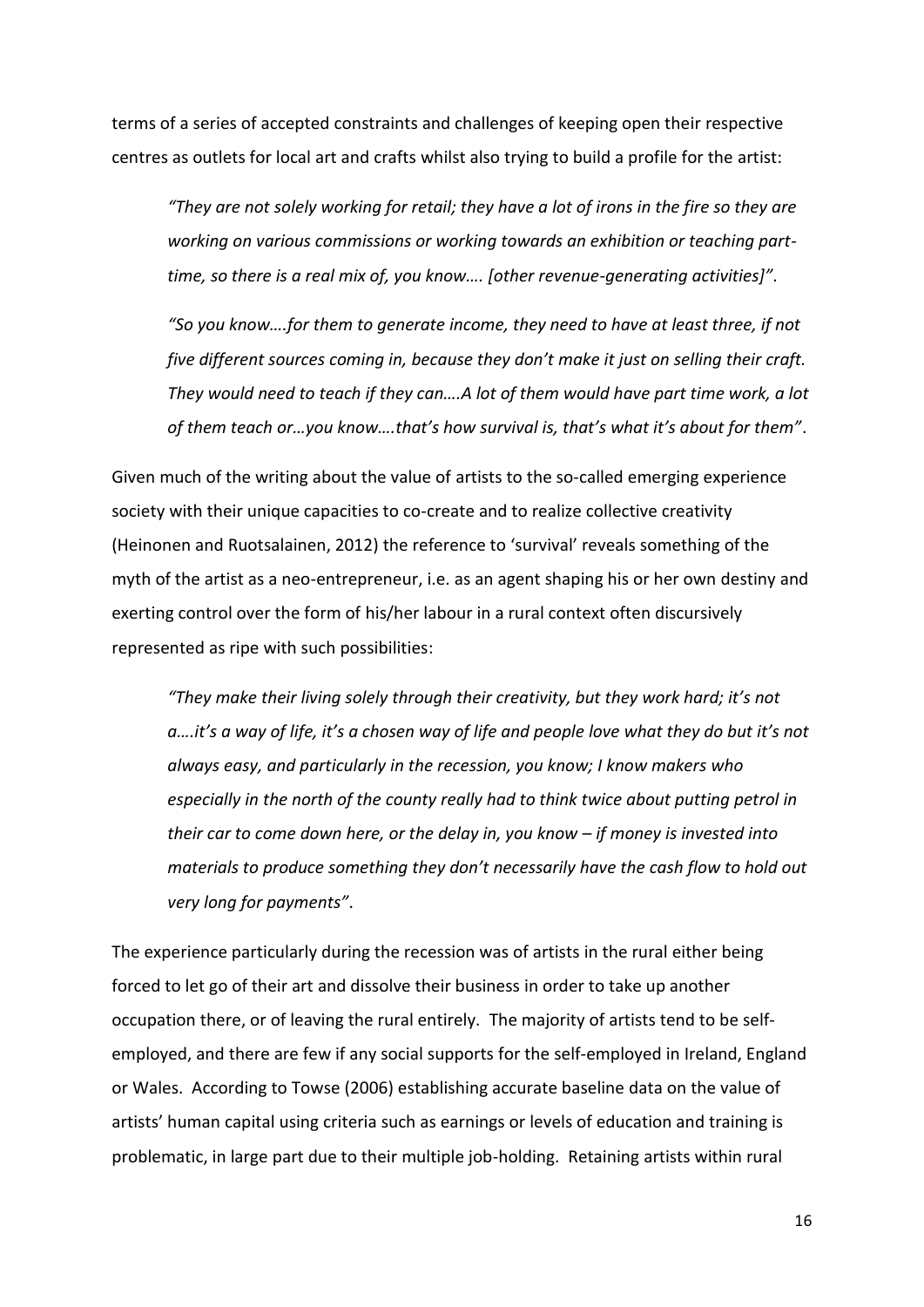terms of a series of accepted constraints and challenges of keeping open their respective centres as outlets for local art and crafts whilst also trying to build a profile for the artist:

> *"They are not solely working for retail; they have a lot of irons in the fire so they are working on various commissions or working towards an exhibition or teaching part-time, so there is a real mix of, you know…. [other revenue-generating activities]"*.

> *"So you know….for them to generate income, they need to have at least three, if not five different sources coming in, because they don't make it just on selling their craft. They would need to teach if they can….A lot of them would have part time work, a lot of them teach or…you know….that's how survival is, that's what it's about for them"*.

Given much of the writing about the value of artists to the so-called emerging experience society with their unique capacities to co-create and to realize collective creativity (Heinonen and Ruotsalainen, 2012) the reference to 'survival' reveals something of the myth of the artist as a neo-entrepreneur, i.e. as an agent shaping his or her own destiny and exerting control over the form of his/her labour in a rural context often discursively represented as ripe with such possibilities:

> *"They make their living solely through their creativity, but they work hard; it's not a….it's a way of life, it's a chosen way of life and people love what they do but it's not always easy, and particularly in the recession, you know; I know makers who especially in the north of the county really had to think twice about putting petrol in their car to come down here, or the delay in, you know – if money is invested into materials to produce something they don't necessarily have the cash flow to hold out very long for payments"*.

The experience particularly during the recession was of artists in the rural either being forced to let go of their art and dissolve their business in order to take up another occupation there, or of leaving the rural entirely. The majority of artists tend to be self-employed, and there are few if any social supports for the self-employed in Ireland, England or Wales. According to Towse (2006) establishing accurate baseline data on the value of artists' human capital using criteria such as earnings or levels of education and training is problematic, in large part due to their multiple job-holding. Retaining artists within rural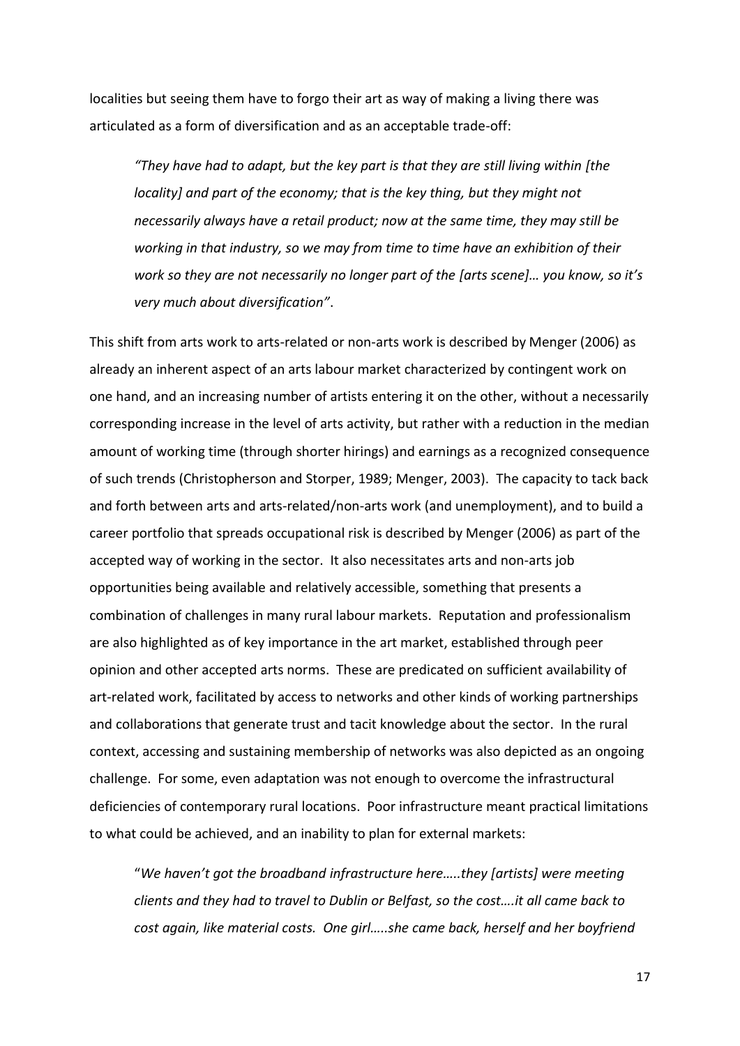localities but seeing them have to forgo their art as way of making a living there was articulated as a form of diversification and as an acceptable trade-off:

> *"They have had to adapt, but the key part is that they are still living within [the locality] and part of the economy; that is the key thing, but they might not necessarily always have a retail product; now at the same time, they may still be working in that industry, so we may from time to time have an exhibition of their work so they are not necessarily no longer part of the [arts scene]… you know, so it's very much about diversification"*.

This shift from arts work to arts-related or non-arts work is described by Menger (2006) as already an inherent aspect of an arts labour market characterized by contingent work on one hand, and an increasing number of artists entering it on the other, without a necessarily corresponding increase in the level of arts activity, but rather with a reduction in the median amount of working time (through shorter hirings) and earnings as a recognized consequence of such trends (Christopherson and Storper, 1989; Menger, 2003). The capacity to tack back and forth between arts and arts-related/non-arts work (and unemployment), and to build a career portfolio that spreads occupational risk is described by Menger (2006) as part of the accepted way of working in the sector. It also necessitates arts and non-arts job opportunities being available and relatively accessible, something that presents a combination of challenges in many rural labour markets. Reputation and professionalism are also highlighted as of key importance in the art market, established through peer opinion and other accepted arts norms. These are predicated on sufficient availability of art-related work, facilitated by access to networks and other kinds of working partnerships and collaborations that generate trust and tacit knowledge about the sector. In the rural context, accessing and sustaining membership of networks was also depicted as an ongoing challenge. For some, even adaptation was not enough to overcome the infrastructural deficiencies of contemporary rural locations. Poor infrastructure meant practical limitations to what could be achieved, and an inability to plan for external markets:

> "*We haven't got the broadband infrastructure here…..they [artists] were meeting clients and they had to travel to Dublin or Belfast, so the cost….it all came back to cost again, like material costs. One girl…..she came back, herself and her boyfriend*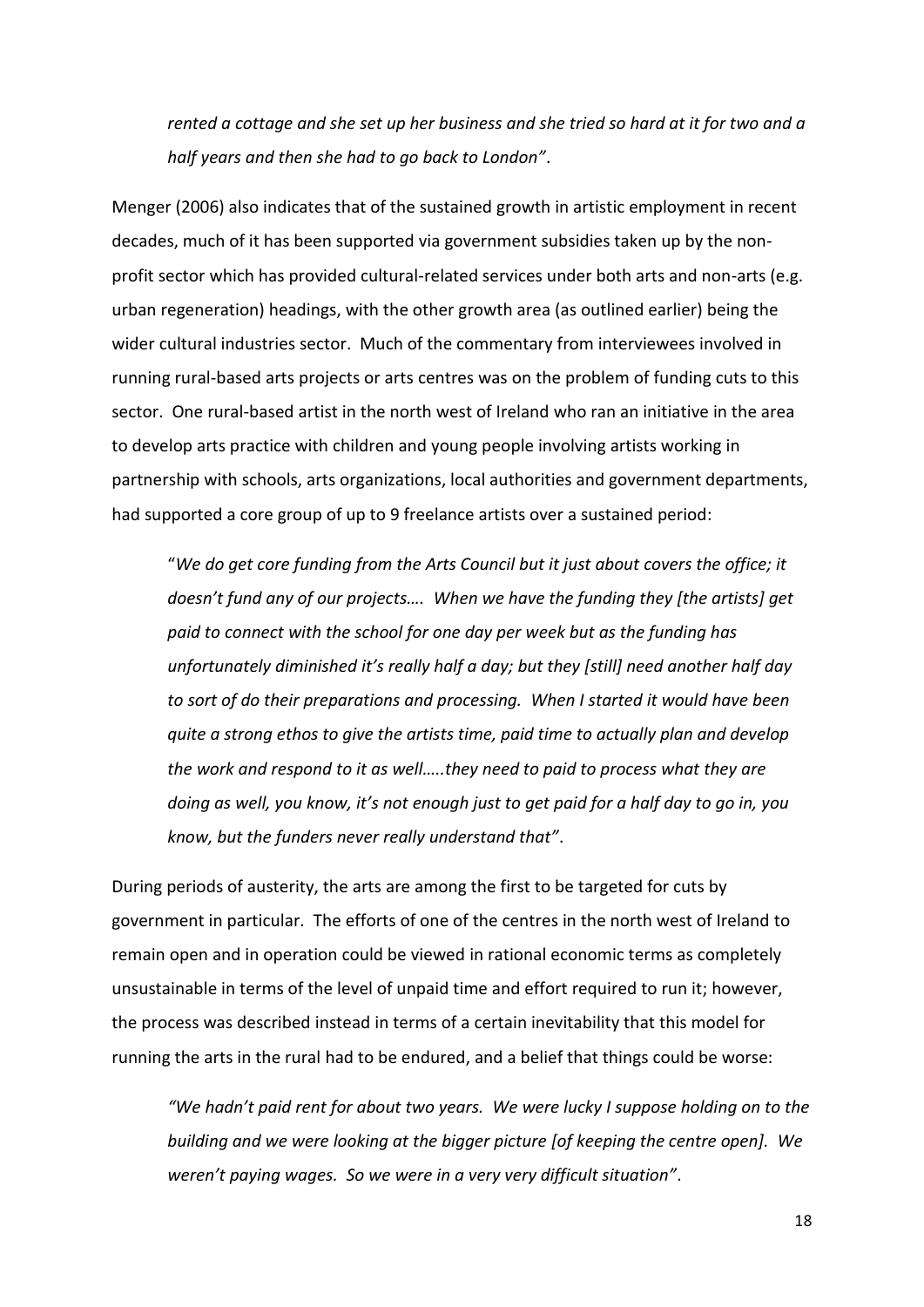*rented a cottage and she set up her business and she tried so hard at it for two and a half years and then she had to go back to London"*.

Menger (2006) also indicates that of the sustained growth in artistic employment in recent decades, much of it has been supported via government subsidies taken up by the non-profit sector which has provided cultural-related services under both arts and non-arts (e.g. urban regeneration) headings, with the other growth area (as outlined earlier) being the wider cultural industries sector. Much of the commentary from interviewees involved in running rural-based arts projects or arts centres was on the problem of funding cuts to this sector. One rural-based artist in the north west of Ireland who ran an initiative in the area to develop arts practice with children and young people involving artists working in partnership with schools, arts organizations, local authorities and government departments, had supported a core group of up to 9 freelance artists over a sustained period:

"*We do get core funding from the Arts Council but it just about covers the office; it doesn't fund any of our projects…. When we have the funding they [the artists] get paid to connect with the school for one day per week but as the funding has unfortunately diminished it's really half a day; but they [still] need another half day to sort of do their preparations and processing. When I started it would have been quite a strong ethos to give the artists time, paid time to actually plan and develop the work and respond to it as well…..they need to paid to process what they are doing as well, you know, it's not enough just to get paid for a half day to go in, you know, but the funders never really understand that"*.

During periods of austerity, the arts are among the first to be targeted for cuts by government in particular. The efforts of one of the centres in the north west of Ireland to remain open and in operation could be viewed in rational economic terms as completely unsustainable in terms of the level of unpaid time and effort required to run it; however, the process was described instead in terms of a certain inevitability that this model for running the arts in the rural had to be endured, and a belief that things could be worse:

*"We hadn't paid rent for about two years. We were lucky I suppose holding on to the building and we were looking at the bigger picture [of keeping the centre open]. We weren't paying wages. So we were in a very very difficult situation"*.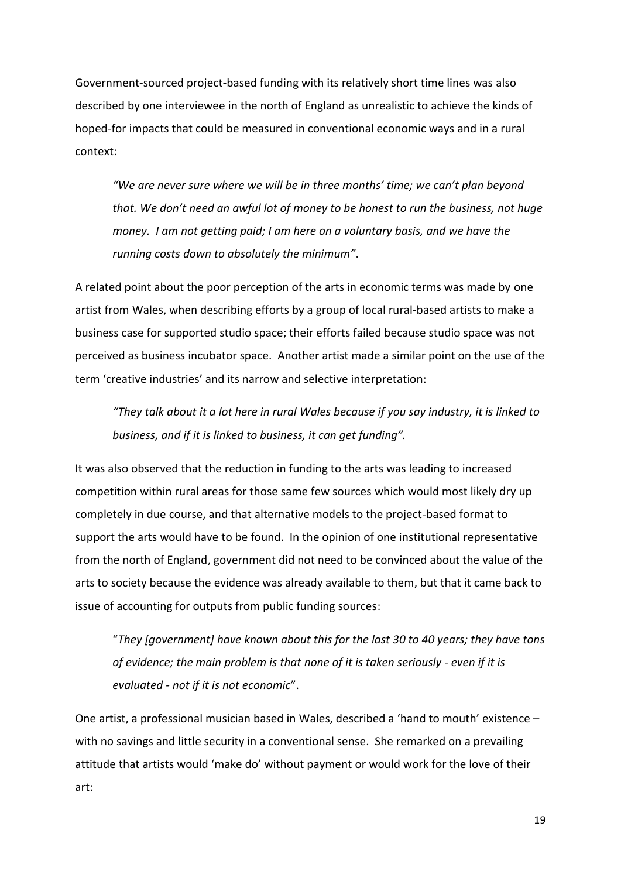Government-sourced project-based funding with its relatively short time lines was also described by one interviewee in the north of England as unrealistic to achieve the kinds of hoped-for impacts that could be measured in conventional economic ways and in a rural context:

> *"We are never sure where we will be in three months' time; we can't plan beyond that. We don't need an awful lot of money to be honest to run the business, not huge money. I am not getting paid; I am here on a voluntary basis, and we have the running costs down to absolutely the minimum"*.

A related point about the poor perception of the arts in economic terms was made by one artist from Wales, when describing efforts by a group of local rural-based artists to make a business case for supported studio space; their efforts failed because studio space was not perceived as business incubator space. Another artist made a similar point on the use of the term 'creative industries' and its narrow and selective interpretation:

> *"They talk about it a lot here in rural Wales because if you say industry, it is linked to business, and if it is linked to business, it can get funding".*

It was also observed that the reduction in funding to the arts was leading to increased competition within rural areas for those same few sources which would most likely dry up completely in due course, and that alternative models to the project-based format to support the arts would have to be found. In the opinion of one institutional representative from the north of England, government did not need to be convinced about the value of the arts to society because the evidence was already available to them, but that it came back to issue of accounting for outputs from public funding sources:

> "*They [government] have known about this for the last 30 to 40 years; they have tons of evidence; the main problem is that none of it is taken seriously - even if it is evaluated - not if it is not economic*".

One artist, a professional musician based in Wales, described a 'hand to mouth' existence – with no savings and little security in a conventional sense. She remarked on a prevailing attitude that artists would 'make do' without payment or would work for the love of their art: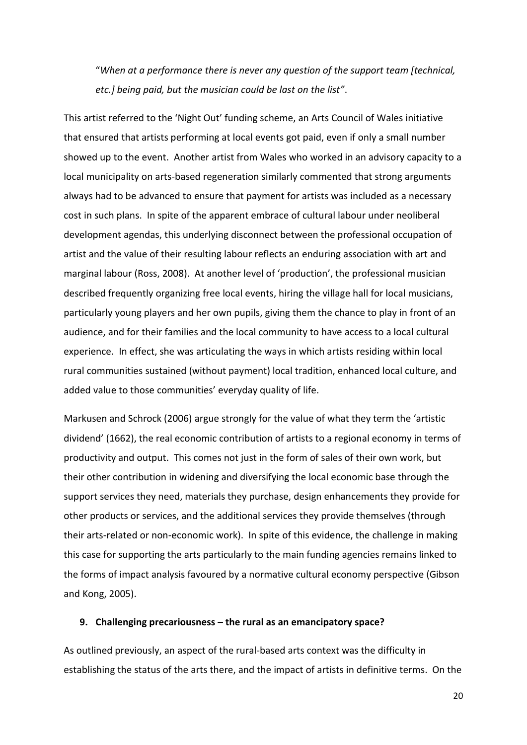> "*When at a performance there is never any question of the support team [technical, etc.] being paid, but the musician could be last on the list"*.

This artist referred to the 'Night Out' funding scheme, an Arts Council of Wales initiative that ensured that artists performing at local events got paid, even if only a small number showed up to the event. Another artist from Wales who worked in an advisory capacity to a local municipality on arts-based regeneration similarly commented that strong arguments always had to be advanced to ensure that payment for artists was included as a necessary cost in such plans. In spite of the apparent embrace of cultural labour under neoliberal development agendas, this underlying disconnect between the professional occupation of artist and the value of their resulting labour reflects an enduring association with art and marginal labour (Ross, 2008). At another level of 'production', the professional musician described frequently organizing free local events, hiring the village hall for local musicians, particularly young players and her own pupils, giving them the chance to play in front of an audience, and for their families and the local community to have access to a local cultural experience. In effect, she was articulating the ways in which artists residing within local rural communities sustained (without payment) local tradition, enhanced local culture, and added value to those communities' everyday quality of life.

Markusen and Schrock (2006) argue strongly for the value of what they term the 'artistic dividend' (1662), the real economic contribution of artists to a regional economy in terms of productivity and output. This comes not just in the form of sales of their own work, but their other contribution in widening and diversifying the local economic base through the support services they need, materials they purchase, design enhancements they provide for other products or services, and the additional services they provide themselves (through their arts-related or non-economic work). In spite of this evidence, the challenge in making this case for supporting the arts particularly to the main funding agencies remains linked to the forms of impact analysis favoured by a normative cultural economy perspective (Gibson and Kong, 2005).

## 9. Challenging precariousness – the rural as an emancipatory space?

As outlined previously, an aspect of the rural-based arts context was the difficulty in establishing the status of the arts there, and the impact of artists in definitive terms. On the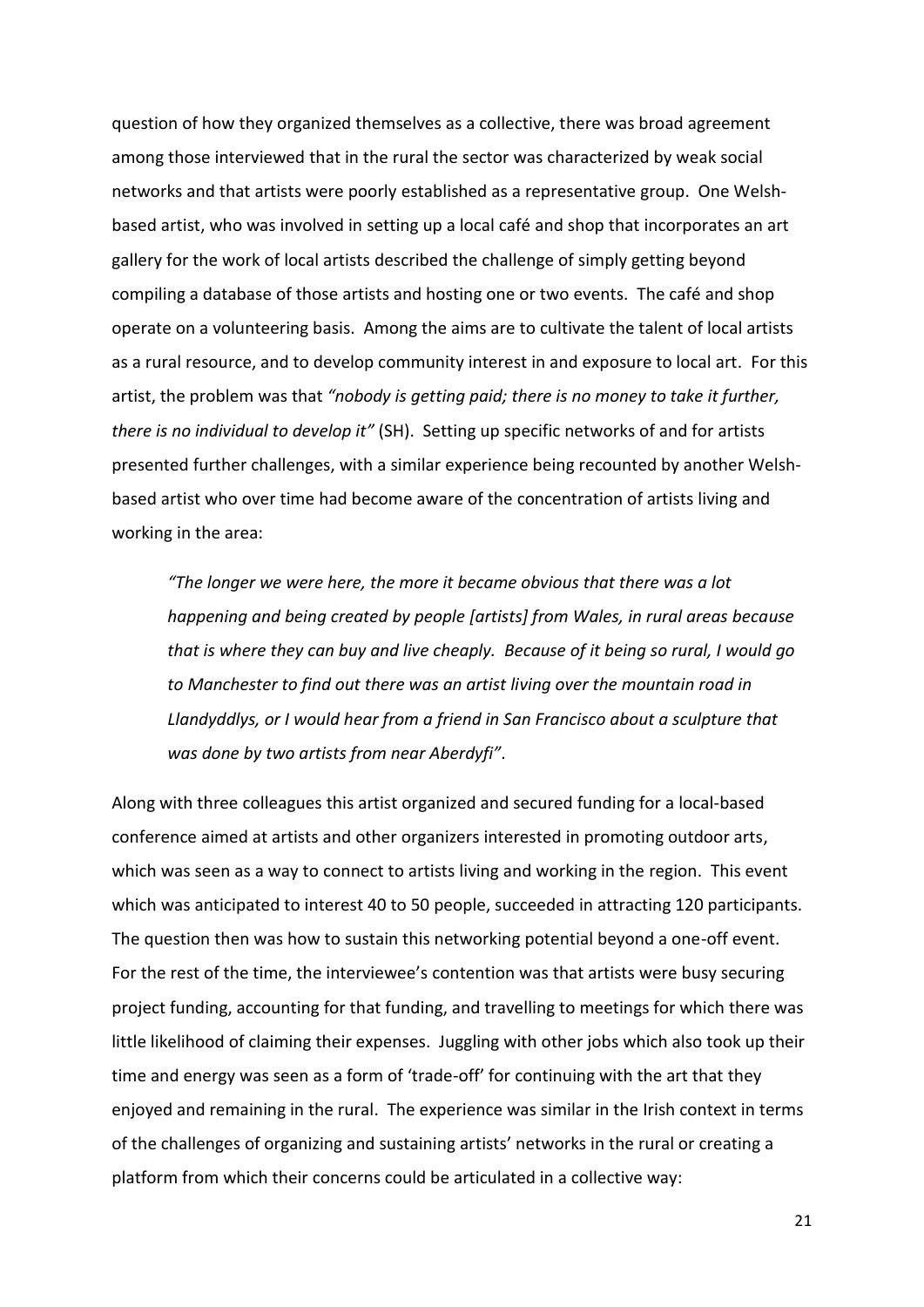question of how they organized themselves as a collective, there was broad agreement among those interviewed that in the rural the sector was characterized by weak social networks and that artists were poorly established as a representative group. One Welsh-based artist, who was involved in setting up a local café and shop that incorporates an art gallery for the work of local artists described the challenge of simply getting beyond compiling a database of those artists and hosting one or two events. The café and shop operate on a volunteering basis. Among the aims are to cultivate the talent of local artists as a rural resource, and to develop community interest in and exposure to local art. For this artist, the problem was that *"nobody is getting paid; there is no money to take it further, there is no individual to develop it"* (SH). Setting up specific networks of and for artists presented further challenges, with a similar experience being recounted by another Welsh-based artist who over time had become aware of the concentration of artists living and working in the area:

> *"The longer we were here, the more it became obvious that there was a lot happening and being created by people [artists] from Wales, in rural areas because that is where they can buy and live cheaply. Because of it being so rural, I would go to Manchester to find out there was an artist living over the mountain road in Llandyddlys, or I would hear from a friend in San Francisco about a sculpture that was done by two artists from near Aberdyfi"*.

Along with three colleagues this artist organized and secured funding for a local-based conference aimed at artists and other organizers interested in promoting outdoor arts, which was seen as a way to connect to artists living and working in the region. This event which was anticipated to interest 40 to 50 people, succeeded in attracting 120 participants. The question then was how to sustain this networking potential beyond a one-off event. For the rest of the time, the interviewee's contention was that artists were busy securing project funding, accounting for that funding, and travelling to meetings for which there was little likelihood of claiming their expenses. Juggling with other jobs which also took up their time and energy was seen as a form of 'trade-off' for continuing with the art that they enjoyed and remaining in the rural. The experience was similar in the Irish context in terms of the challenges of organizing and sustaining artists' networks in the rural or creating a platform from which their concerns could be articulated in a collective way: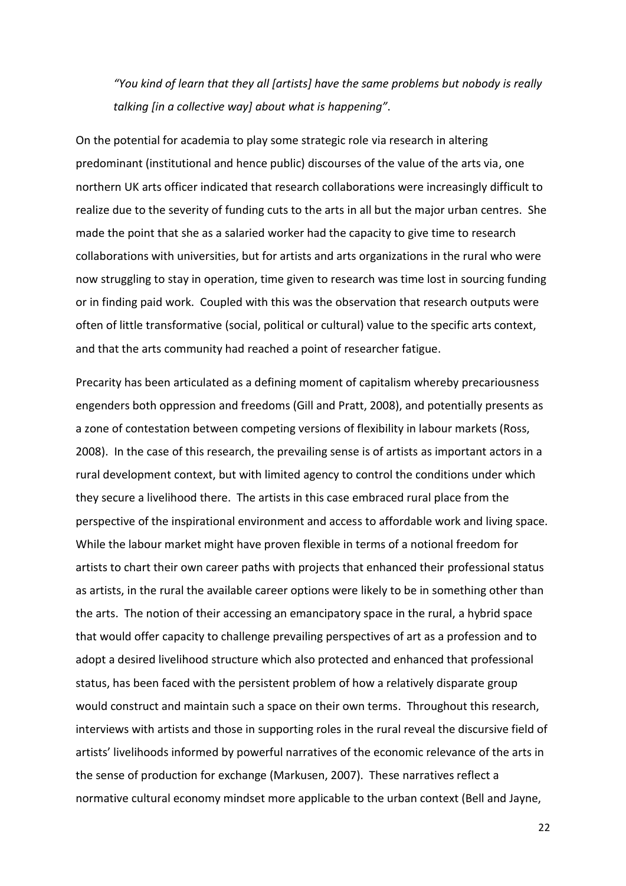*"You kind of learn that they all [artists] have the same problems but nobody is really talking [in a collective way] about what is happening"*.

On the potential for academia to play some strategic role via research in altering predominant (institutional and hence public) discourses of the value of the arts via, one northern UK arts officer indicated that research collaborations were increasingly difficult to realize due to the severity of funding cuts to the arts in all but the major urban centres. She made the point that she as a salaried worker had the capacity to give time to research collaborations with universities, but for artists and arts organizations in the rural who were now struggling to stay in operation, time given to research was time lost in sourcing funding or in finding paid work. Coupled with this was the observation that research outputs were often of little transformative (social, political or cultural) value to the specific arts context, and that the arts community had reached a point of researcher fatigue.

Precarity has been articulated as a defining moment of capitalism whereby precariousness engenders both oppression and freedoms (Gill and Pratt, 2008), and potentially presents as a zone of contestation between competing versions of flexibility in labour markets (Ross, 2008). In the case of this research, the prevailing sense is of artists as important actors in a rural development context, but with limited agency to control the conditions under which they secure a livelihood there. The artists in this case embraced rural place from the perspective of the inspirational environment and access to affordable work and living space. While the labour market might have proven flexible in terms of a notional freedom for artists to chart their own career paths with projects that enhanced their professional status as artists, in the rural the available career options were likely to be in something other than the arts. The notion of their accessing an emancipatory space in the rural, a hybrid space that would offer capacity to challenge prevailing perspectives of art as a profession and to adopt a desired livelihood structure which also protected and enhanced that professional status, has been faced with the persistent problem of how a relatively disparate group would construct and maintain such a space on their own terms. Throughout this research, interviews with artists and those in supporting roles in the rural reveal the discursive field of artists' livelihoods informed by powerful narratives of the economic relevance of the arts in the sense of production for exchange (Markusen, 2007). These narratives reflect a normative cultural economy mindset more applicable to the urban context (Bell and Jayne,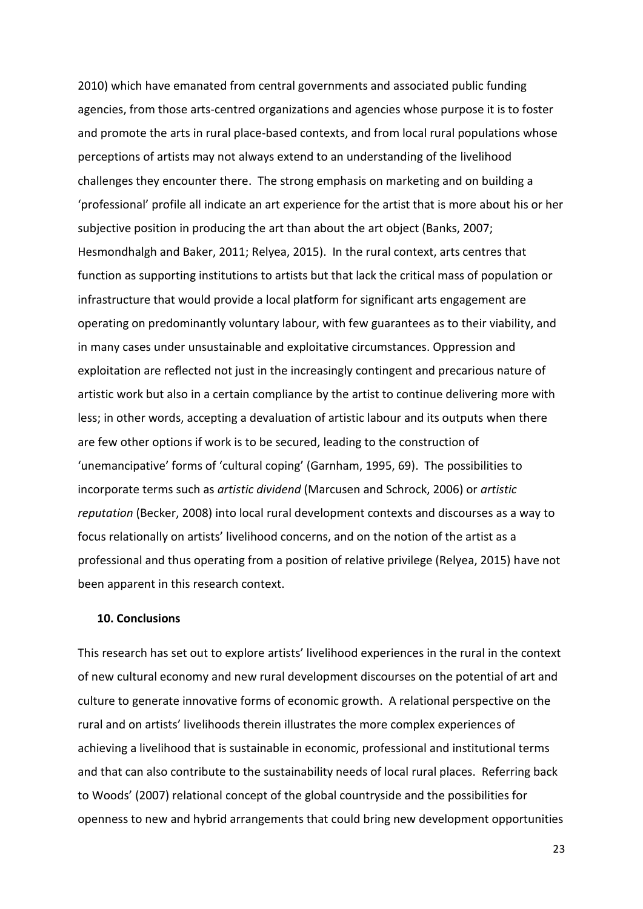2010) which have emanated from central governments and associated public funding agencies, from those arts-centred organizations and agencies whose purpose it is to foster and promote the arts in rural place-based contexts, and from local rural populations whose perceptions of artists may not always extend to an understanding of the livelihood challenges they encounter there. The strong emphasis on marketing and on building a 'professional' profile all indicate an art experience for the artist that is more about his or her subjective position in producing the art than about the art object (Banks, 2007; Hesmondhalgh and Baker, 2011; Relyea, 2015). In the rural context, arts centres that function as supporting institutions to artists but that lack the critical mass of population or infrastructure that would provide a local platform for significant arts engagement are operating on predominantly voluntary labour, with few guarantees as to their viability, and in many cases under unsustainable and exploitative circumstances. Oppression and exploitation are reflected not just in the increasingly contingent and precarious nature of artistic work but also in a certain compliance by the artist to continue delivering more with less; in other words, accepting a devaluation of artistic labour and its outputs when there are few other options if work is to be secured, leading to the construction of 'unemancipative' forms of 'cultural coping' (Garnham, 1995, 69). The possibilities to incorporate terms such as *artistic dividend* (Marcusen and Schrock, 2006) or *artistic reputation* (Becker, 2008) into local rural development contexts and discourses as a way to focus relationally on artists' livelihood concerns, and on the notion of the artist as a professional and thus operating from a position of relative privilege (Relyea, 2015) have not been apparent in this research context.

## 10. Conclusions

This research has set out to explore artists' livelihood experiences in the rural in the context of new cultural economy and new rural development discourses on the potential of art and culture to generate innovative forms of economic growth. A relational perspective on the rural and on artists' livelihoods therein illustrates the more complex experiences of achieving a livelihood that is sustainable in economic, professional and institutional terms and that can also contribute to the sustainability needs of local rural places. Referring back to Woods' (2007) relational concept of the global countryside and the possibilities for openness to new and hybrid arrangements that could bring new development opportunities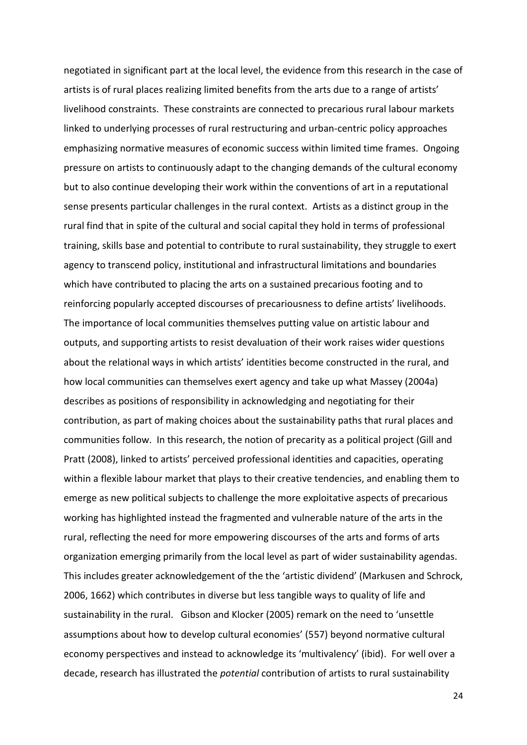negotiated in significant part at the local level, the evidence from this research in the case of artists is of rural places realizing limited benefits from the arts due to a range of artists' livelihood constraints. These constraints are connected to precarious rural labour markets linked to underlying processes of rural restructuring and urban-centric policy approaches emphasizing normative measures of economic success within limited time frames. Ongoing pressure on artists to continuously adapt to the changing demands of the cultural economy but to also continue developing their work within the conventions of art in a reputational sense presents particular challenges in the rural context. Artists as a distinct group in the rural find that in spite of the cultural and social capital they hold in terms of professional training, skills base and potential to contribute to rural sustainability, they struggle to exert agency to transcend policy, institutional and infrastructural limitations and boundaries which have contributed to placing the arts on a sustained precarious footing and to reinforcing popularly accepted discourses of precariousness to define artists' livelihoods. The importance of local communities themselves putting value on artistic labour and outputs, and supporting artists to resist devaluation of their work raises wider questions about the relational ways in which artists' identities become constructed in the rural, and how local communities can themselves exert agency and take up what Massey (2004a) describes as positions of responsibility in acknowledging and negotiating for their contribution, as part of making choices about the sustainability paths that rural places and communities follow. In this research, the notion of precarity as a political project (Gill and Pratt (2008), linked to artists' perceived professional identities and capacities, operating within a flexible labour market that plays to their creative tendencies, and enabling them to emerge as new political subjects to challenge the more exploitative aspects of precarious working has highlighted instead the fragmented and vulnerable nature of the arts in the rural, reflecting the need for more empowering discourses of the arts and forms of arts organization emerging primarily from the local level as part of wider sustainability agendas. This includes greater acknowledgement of the the 'artistic dividend' (Markusen and Schrock, 2006, 1662) which contributes in diverse but less tangible ways to quality of life and sustainability in the rural. Gibson and Klocker (2005) remark on the need to 'unsettle assumptions about how to develop cultural economies' (557) beyond normative cultural economy perspectives and instead to acknowledge its 'multivalency' (ibid). For well over a decade, research has illustrated the *potential* contribution of artists to rural sustainability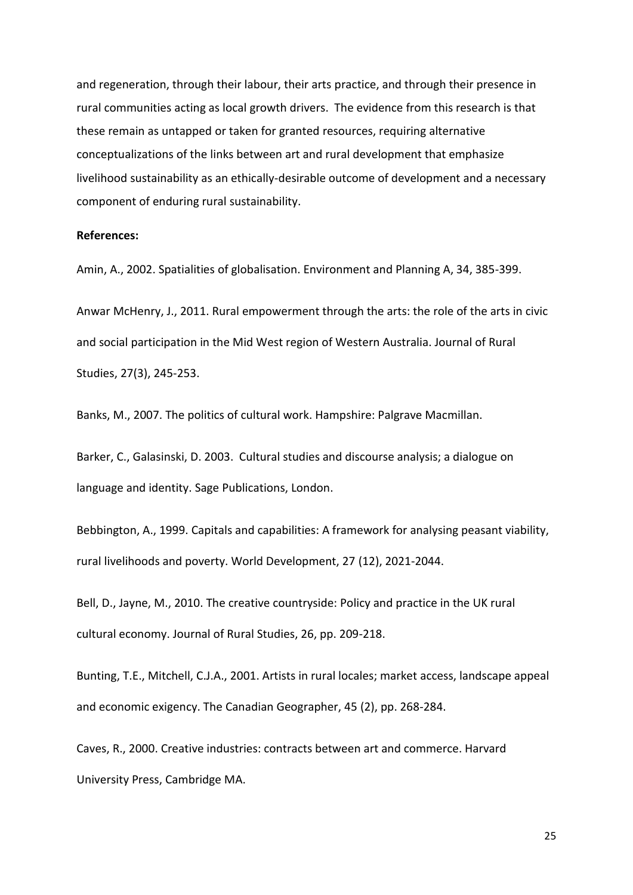and regeneration, through their labour, their arts practice, and through their presence in rural communities acting as local growth drivers. The evidence from this research is that these remain as untapped or taken for granted resources, requiring alternative conceptualizations of the links between art and rural development that emphasize livelihood sustainability as an ethically-desirable outcome of development and a necessary component of enduring rural sustainability.

**References:**

Amin, A., 2002. Spatialities of globalisation. Environment and Planning A, 34, 385-399.

Anwar McHenry, J., 2011. Rural empowerment through the arts: the role of the arts in civic and social participation in the Mid West region of Western Australia. Journal of Rural Studies, 27(3), 245-253.

Banks, M., 2007. The politics of cultural work. Hampshire: Palgrave Macmillan.

Barker, C., Galasinski, D. 2003. Cultural studies and discourse analysis; a dialogue on language and identity. Sage Publications, London.

Bebbington, A., 1999. Capitals and capabilities: A framework for analysing peasant viability, rural livelihoods and poverty. World Development, 27 (12), 2021-2044.

Bell, D., Jayne, M., 2010. The creative countryside: Policy and practice in the UK rural cultural economy. Journal of Rural Studies, 26, pp. 209-218.

Bunting, T.E., Mitchell, C.J.A., 2001. Artists in rural locales; market access, landscape appeal and economic exigency. The Canadian Geographer, 45 (2), pp. 268-284.

Caves, R., 2000. Creative industries: contracts between art and commerce. Harvard University Press, Cambridge MA.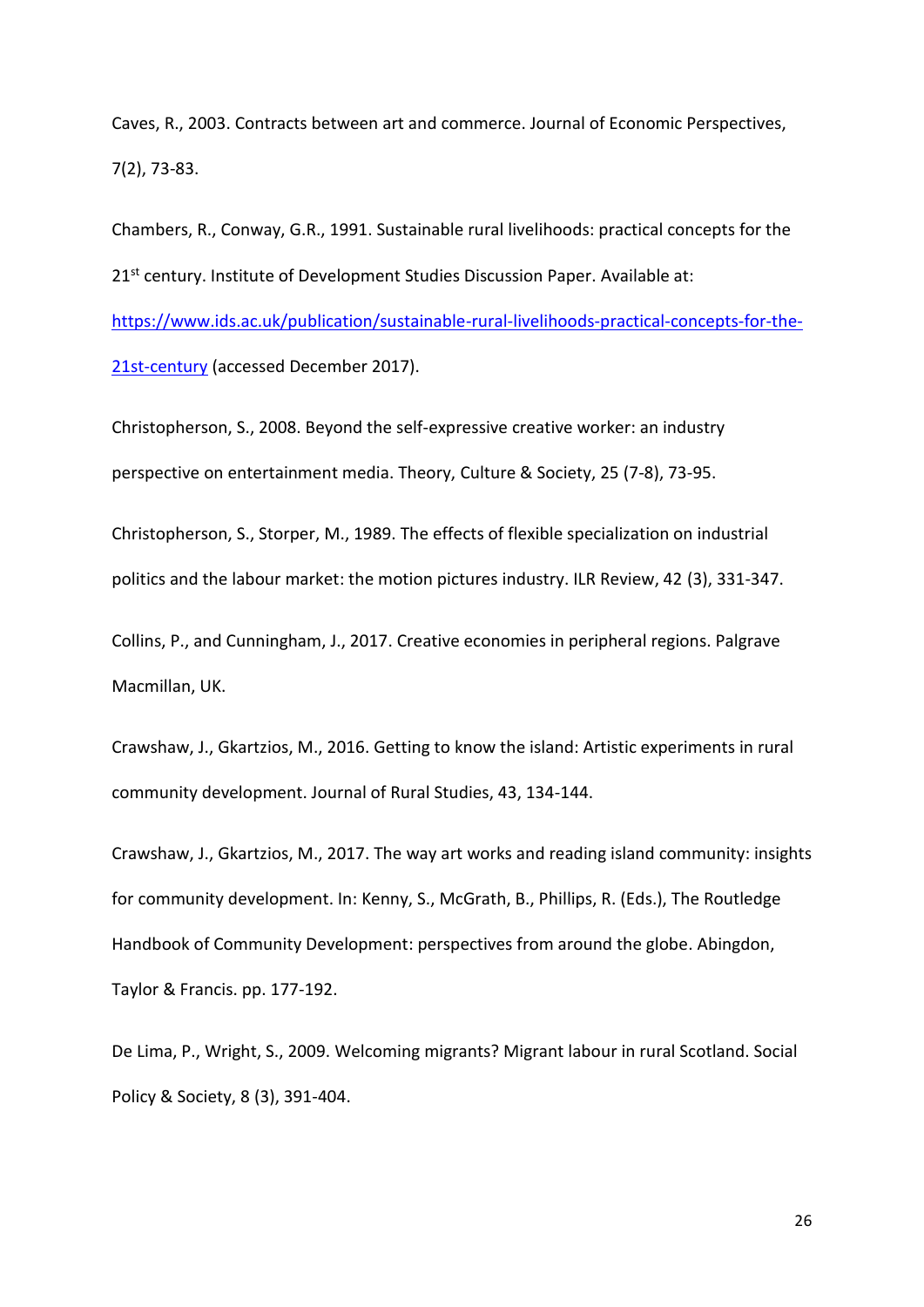Caves, R., 2003. Contracts between art and commerce. Journal of Economic Perspectives, 7(2), 73-83.

Chambers, R., Conway, G.R., 1991. Sustainable rural livelihoods: practical concepts for the 21st century. Institute of Development Studies Discussion Paper. Available at: [https://www.ids.ac.uk/publication/sustainable-rural-livelihoods-practical-concepts-for-the-21st-century](https://www.ids.ac.uk/publication/sustainable-rural-livelihoods-practical-concepts-for-the-21st-century) (accessed December 2017).

Christopherson, S., 2008. Beyond the self-expressive creative worker: an industry perspective on entertainment media. Theory, Culture & Society, 25 (7-8), 73-95.

Christopherson, S., Storper, M., 1989. The effects of flexible specialization on industrial politics and the labour market: the motion pictures industry. ILR Review, 42 (3), 331-347.

Collins, P., and Cunningham, J., 2017. Creative economies in peripheral regions. Palgrave Macmillan, UK.

Crawshaw, J., Gkartzios, M., 2016. Getting to know the island: Artistic experiments in rural community development. Journal of Rural Studies, 43, 134-144.

Crawshaw, J., Gkartzios, M., 2017. The way art works and reading island community: insights for community development. In: Kenny, S., McGrath, B., Phillips, R. (Eds.), The Routledge Handbook of Community Development: perspectives from around the globe. Abingdon, Taylor & Francis. pp. 177-192.

De Lima, P., Wright, S., 2009. Welcoming migrants? Migrant labour in rural Scotland. Social Policy & Society, 8 (3), 391-404.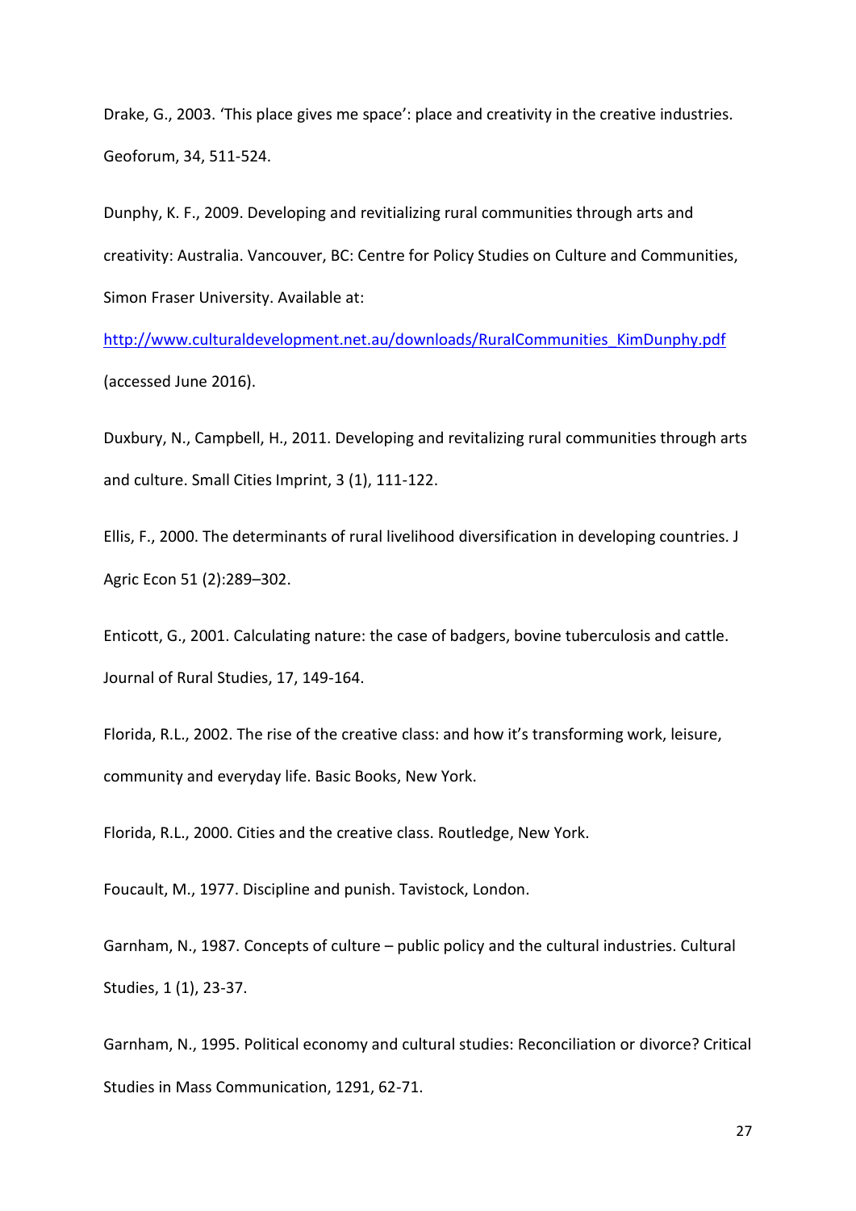Drake, G., 2003. 'This place gives me space': place and creativity in the creative industries. Geoforum, 34, 511-524.

Dunphy, K. F., 2009. Developing and revitializing rural communities through arts and creativity: Australia. Vancouver, BC: Centre for Policy Studies on Culture and Communities, Simon Fraser University. Available at: http://www.culturaldevelopment.net.au/downloads/RuralCommunities_KimDunphy.pdf (accessed June 2016).

Duxbury, N., Campbell, H., 2011. Developing and revitalizing rural communities through arts and culture. Small Cities Imprint, 3 (1), 111-122.

Ellis, F., 2000. The determinants of rural livelihood diversification in developing countries. J Agric Econ 51 (2):289–302.

Enticott, G., 2001. Calculating nature: the case of badgers, bovine tuberculosis and cattle. Journal of Rural Studies, 17, 149-164.

Florida, R.L., 2002. The rise of the creative class: and how it's transforming work, leisure, community and everyday life. Basic Books, New York.

Florida, R.L., 2000. Cities and the creative class. Routledge, New York.

Foucault, M., 1977. Discipline and punish. Tavistock, London.

Garnham, N., 1987. Concepts of culture – public policy and the cultural industries. Cultural Studies, 1 (1), 23-37.

Garnham, N., 1995. Political economy and cultural studies: Reconciliation or divorce? Critical Studies in Mass Communication, 1291, 62-71.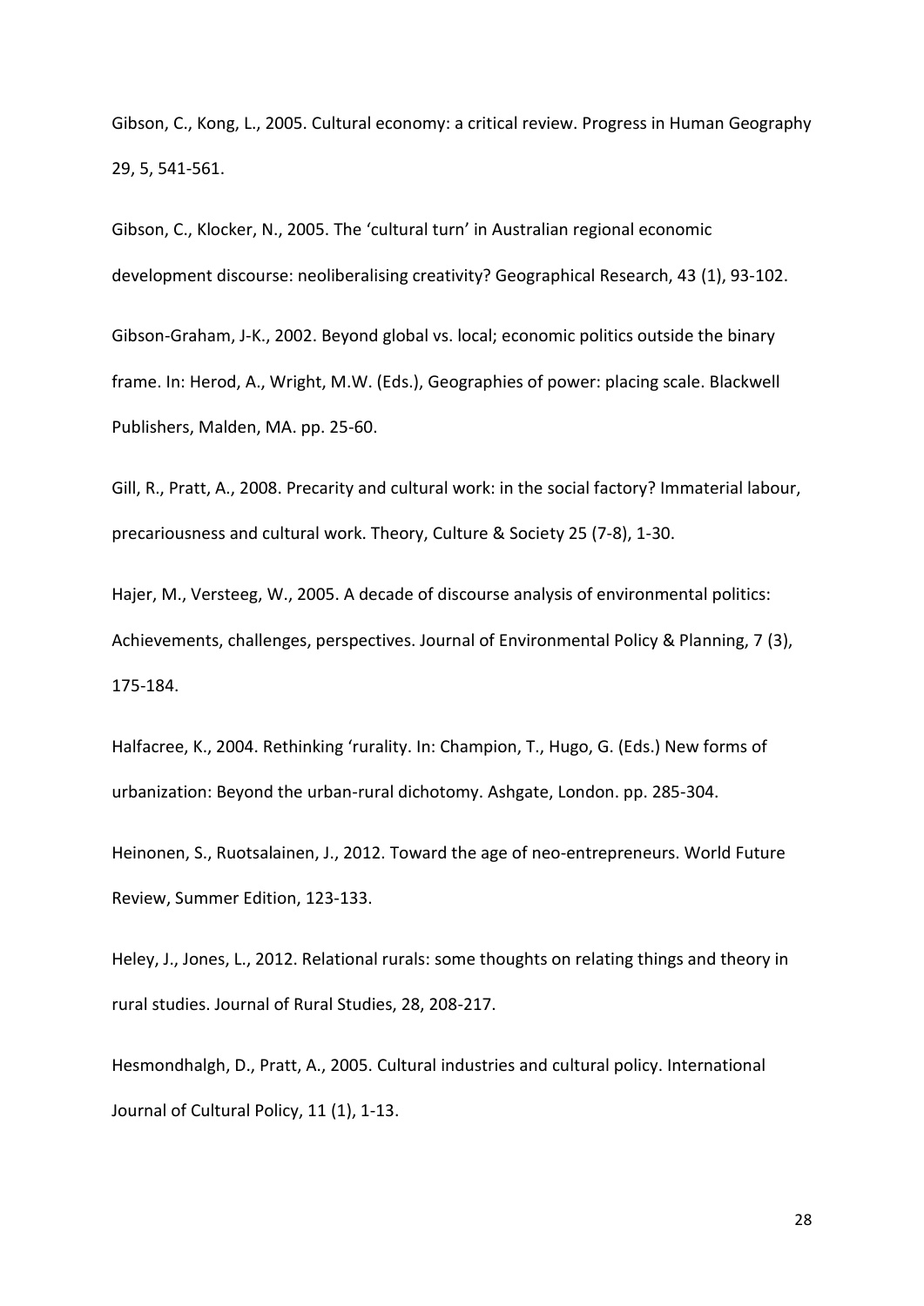Gibson, C., Kong, L., 2005. Cultural economy: a critical review. Progress in Human Geography 29, 5, 541-561.

Gibson, C., Klocker, N., 2005. The 'cultural turn' in Australian regional economic development discourse: neoliberalising creativity? Geographical Research, 43 (1), 93-102.

Gibson-Graham, J-K., 2002. Beyond global vs. local; economic politics outside the binary frame. In: Herod, A., Wright, M.W. (Eds.), Geographies of power: placing scale. Blackwell Publishers, Malden, MA. pp. 25-60.

Gill, R., Pratt, A., 2008. Precarity and cultural work: in the social factory? Immaterial labour, precariousness and cultural work. Theory, Culture & Society 25 (7-8), 1-30.

Hajer, M., Versteeg, W., 2005. A decade of discourse analysis of environmental politics: Achievements, challenges, perspectives. Journal of Environmental Policy & Planning, 7 (3), 175-184.

Halfacree, K., 2004. Rethinking 'rurality. In: Champion, T., Hugo, G. (Eds.) New forms of urbanization: Beyond the urban-rural dichotomy. Ashgate, London. pp. 285-304.

Heinonen, S., Ruotsalainen, J., 2012. Toward the age of neo-entrepreneurs. World Future Review, Summer Edition, 123-133.

Heley, J., Jones, L., 2012. Relational rurals: some thoughts on relating things and theory in rural studies. Journal of Rural Studies, 28, 208-217.

Hesmondhalgh, D., Pratt, A., 2005. Cultural industries and cultural policy. International Journal of Cultural Policy, 11 (1), 1-13.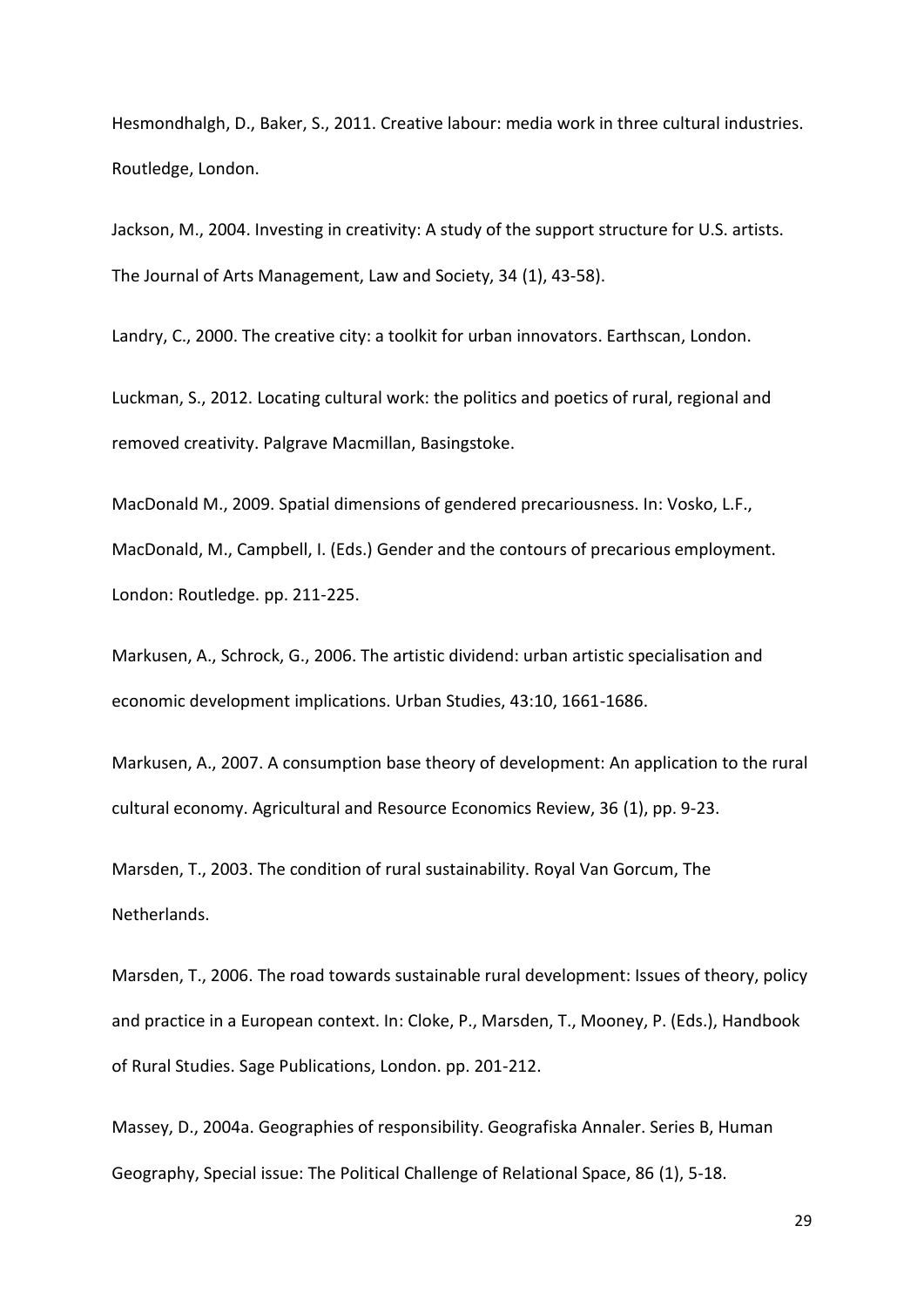Hesmondhalgh, D., Baker, S., 2011. Creative labour: media work in three cultural industries. Routledge, London.

Jackson, M., 2004. Investing in creativity: A study of the support structure for U.S. artists. The Journal of Arts Management, Law and Society, 34 (1), 43-58).

Landry, C., 2000. The creative city: a toolkit for urban innovators. Earthscan, London.

Luckman, S., 2012. Locating cultural work: the politics and poetics of rural, regional and removed creativity. Palgrave Macmillan, Basingstoke.

MacDonald M., 2009. Spatial dimensions of gendered precariousness. In: Vosko, L.F., MacDonald, M., Campbell, I. (Eds.) Gender and the contours of precarious employment. London: Routledge. pp. 211-225.

Markusen, A., Schrock, G., 2006. The artistic dividend: urban artistic specialisation and economic development implications. Urban Studies, 43:10, 1661-1686.

Markusen, A., 2007. A consumption base theory of development: An application to the rural cultural economy. Agricultural and Resource Economics Review, 36 (1), pp. 9-23.

Marsden, T., 2003. The condition of rural sustainability. Royal Van Gorcum, The Netherlands.

Marsden, T., 2006. The road towards sustainable rural development: Issues of theory, policy and practice in a European context. In: Cloke, P., Marsden, T., Mooney, P. (Eds.), Handbook of Rural Studies. Sage Publications, London. pp. 201-212.

Massey, D., 2004a. Geographies of responsibility. Geografiska Annaler. Series B, Human Geography, Special issue: The Political Challenge of Relational Space, 86 (1), 5-18.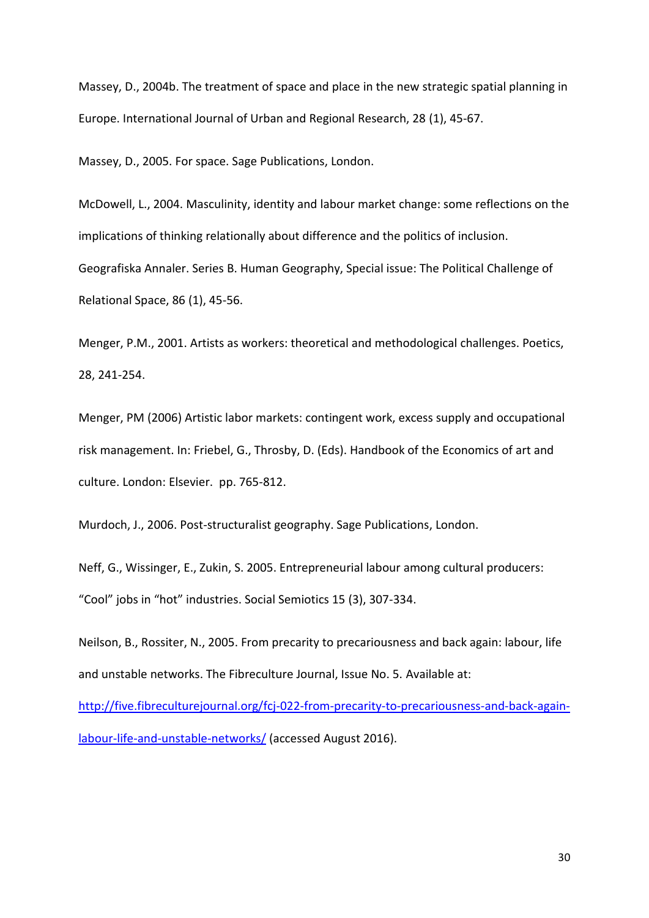Massey, D., 2004b. The treatment of space and place in the new strategic spatial planning in Europe. International Journal of Urban and Regional Research, 28 (1), 45-67.

Massey, D., 2005. For space. Sage Publications, London.

McDowell, L., 2004. Masculinity, identity and labour market change: some reflections on the implications of thinking relationally about difference and the politics of inclusion. Geografiska Annaler. Series B. Human Geography, Special issue: The Political Challenge of Relational Space, 86 (1), 45-56.

Menger, P.M., 2001. Artists as workers: theoretical and methodological challenges. Poetics, 28, 241-254.

Menger, PM (2006) Artistic labor markets: contingent work, excess supply and occupational risk management. In: Friebel, G., Throsby, D. (Eds). Handbook of the Economics of art and culture. London: Elsevier. pp. 765-812.

Murdoch, J., 2006. Post-structuralist geography. Sage Publications, London.

Neff, G., Wissinger, E., Zukin, S. 2005. Entrepreneurial labour among cultural producers: "Cool" jobs in "hot" industries. Social Semiotics 15 (3), 307-334.

Neilson, B., Rossiter, N., 2005. From precarity to precariousness and back again: labour, life and unstable networks. The Fibreculture Journal, Issue No. 5. Available at: [http://five.fibreculturejournal.org/fcj-022-from-precarity-to-precariousness-and-back-again-labour-life-and-unstable-networks/](http://five.fibreculturejournal.org/fcj-022-from-precarity-to-precariousness-and-back-again-labour-life-and-unstable-networks/) (accessed August 2016).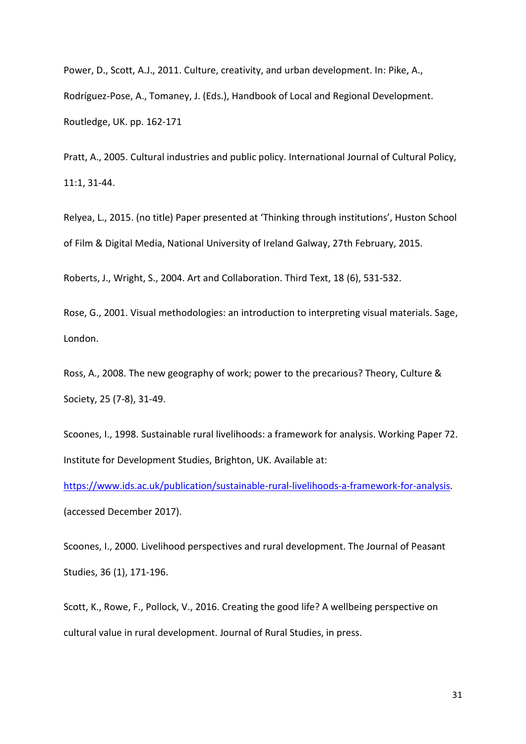Power, D., Scott, A.J., 2011. Culture, creativity, and urban development. In: Pike, A., Rodríguez-Pose, A., Tomaney, J. (Eds.), Handbook of Local and Regional Development. Routledge, UK. pp. 162-171

Pratt, A., 2005. Cultural industries and public policy. International Journal of Cultural Policy, 11:1, 31-44.

Relyea, L., 2015. (no title) Paper presented at 'Thinking through institutions', Huston School of Film & Digital Media, National University of Ireland Galway, 27th February, 2015.

Roberts, J., Wright, S., 2004. Art and Collaboration. Third Text, 18 (6), 531-532.

Rose, G., 2001. Visual methodologies: an introduction to interpreting visual materials. Sage, London.

Ross, A., 2008. The new geography of work; power to the precarious? Theory, Culture & Society, 25 (7-8), 31-49.

Scoones, I., 1998. Sustainable rural livelihoods: a framework for analysis. Working Paper 72. Institute for Development Studies, Brighton, UK. Available at: https://www.ids.ac.uk/publication/sustainable-rural-livelihoods-a-framework-for-analysis. (accessed December 2017).

Scoones, I., 2000. Livelihood perspectives and rural development. The Journal of Peasant Studies, 36 (1), 171-196.

Scott, K., Rowe, F., Pollock, V., 2016. Creating the good life? A wellbeing perspective on cultural value in rural development. Journal of Rural Studies, in press.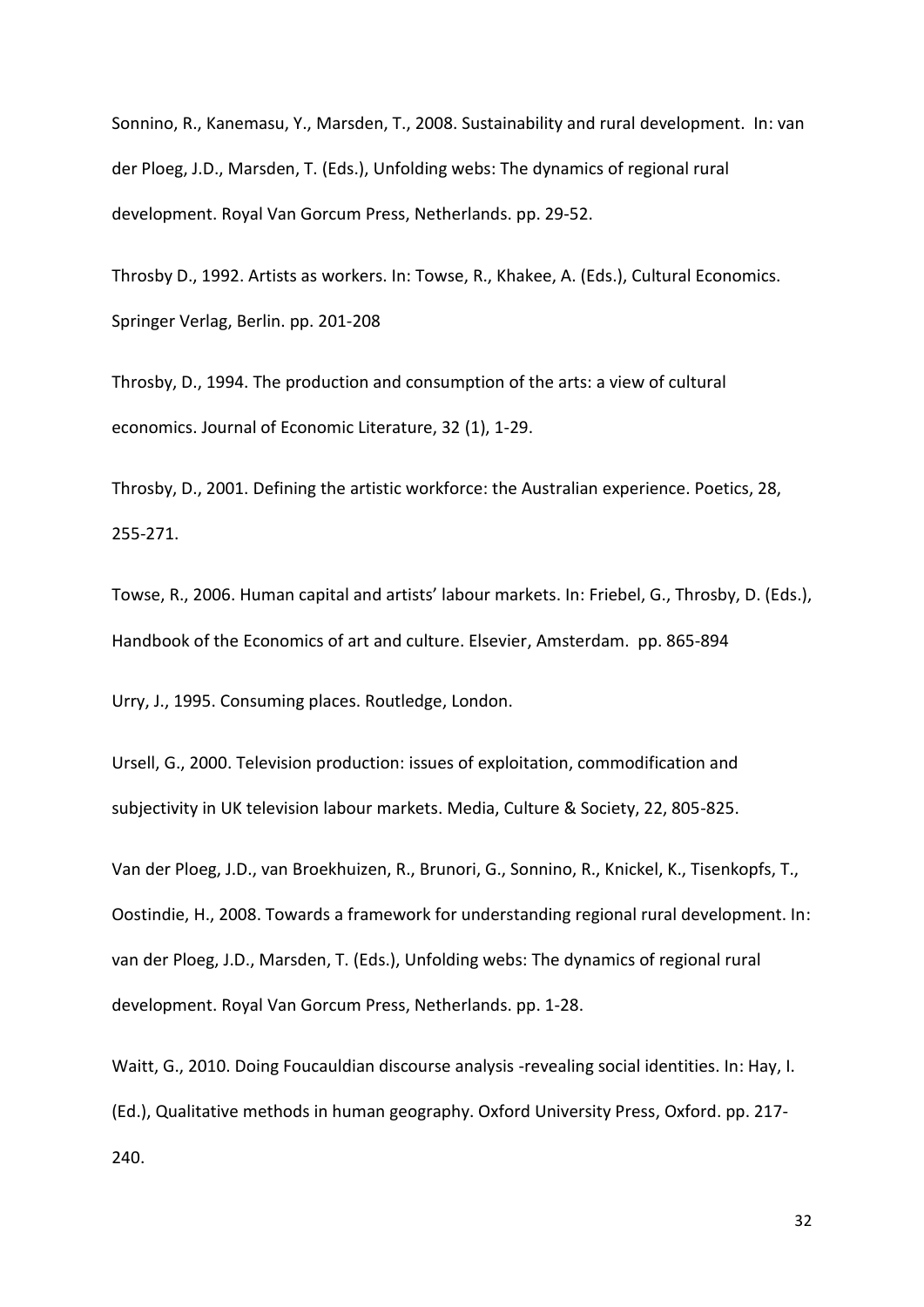Sonnino, R., Kanemasu, Y., Marsden, T., 2008. Sustainability and rural development. In: van der Ploeg, J.D., Marsden, T. (Eds.), Unfolding webs: The dynamics of regional rural development. Royal Van Gorcum Press, Netherlands. pp. 29-52.

Throsby D., 1992. Artists as workers. In: Towse, R., Khakee, A. (Eds.), Cultural Economics. Springer Verlag, Berlin. pp. 201-208

Throsby, D., 1994. The production and consumption of the arts: a view of cultural economics. Journal of Economic Literature, 32 (1), 1-29.

Throsby, D., 2001. Defining the artistic workforce: the Australian experience. Poetics, 28, 255-271.

Towse, R., 2006. Human capital and artists' labour markets. In: Friebel, G., Throsby, D. (Eds.), Handbook of the Economics of art and culture. Elsevier, Amsterdam. pp. 865-894

Urry, J., 1995. Consuming places. Routledge, London.

Ursell, G., 2000. Television production: issues of exploitation, commodification and subjectivity in UK television labour markets. Media, Culture & Society, 22, 805-825.

Van der Ploeg, J.D., van Broekhuizen, R., Brunori, G., Sonnino, R., Knickel, K., Tisenkopfs, T., Oostindie, H., 2008. Towards a framework for understanding regional rural development. In: van der Ploeg, J.D., Marsden, T. (Eds.), Unfolding webs: The dynamics of regional rural development. Royal Van Gorcum Press, Netherlands. pp. 1-28.

Waitt, G., 2010. Doing Foucauldian discourse analysis -revealing social identities. In: Hay, I. (Ed.), Qualitative methods in human geography. Oxford University Press, Oxford. pp. 217-240.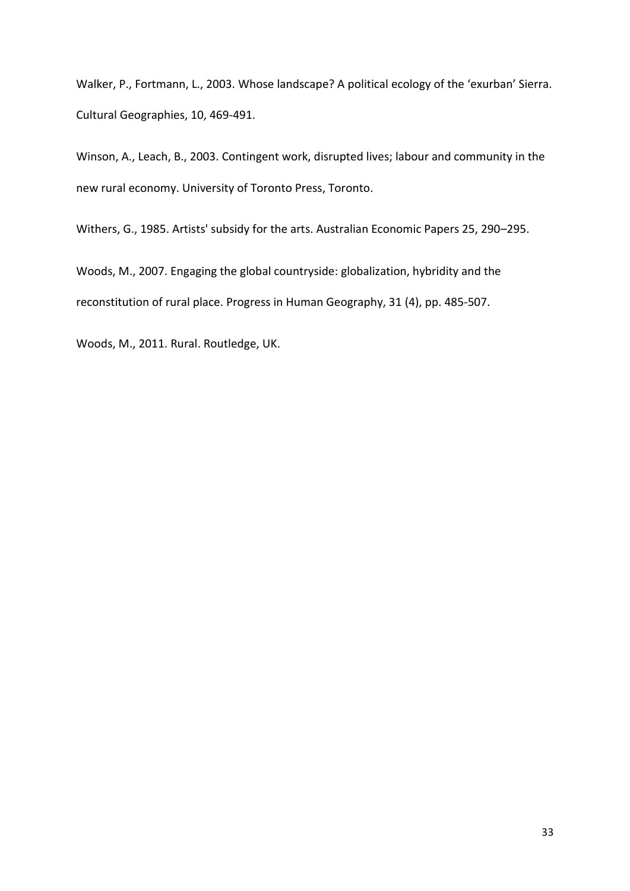Walker, P., Fortmann, L., 2003. Whose landscape? A political ecology of the 'exurban' Sierra. Cultural Geographies, 10, 469-491.

Winson, A., Leach, B., 2003. Contingent work, disrupted lives; labour and community in the new rural economy. University of Toronto Press, Toronto.

Withers, G., 1985. Artists' subsidy for the arts. Australian Economic Papers 25, 290–295.

Woods, M., 2007. Engaging the global countryside: globalization, hybridity and the reconstitution of rural place. Progress in Human Geography, 31 (4), pp. 485-507.

Woods, M., 2011. Rural. Routledge, UK.